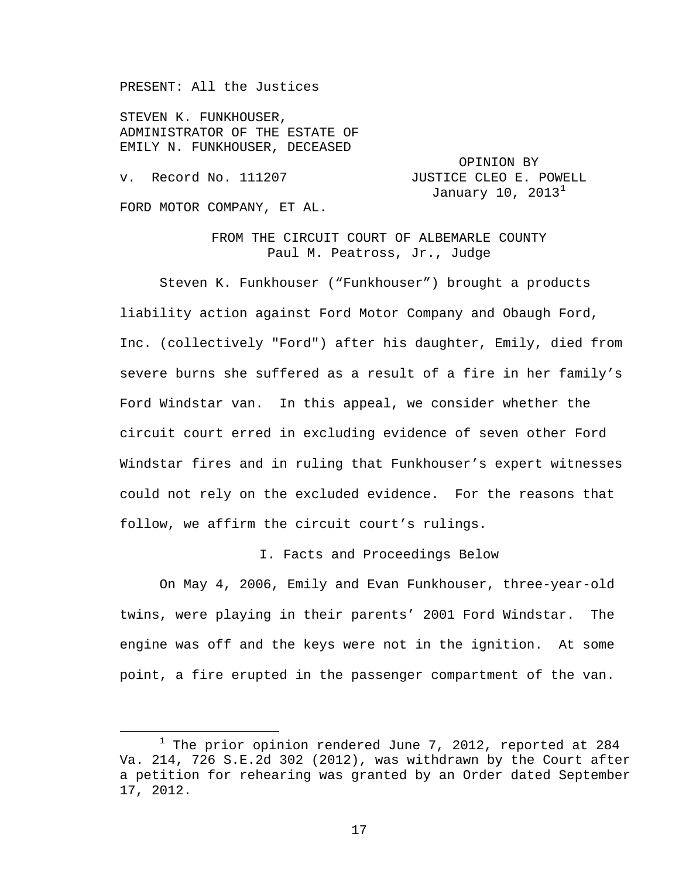PRESENT: All the Justices

STEVEN K. FUNKHOUSER,
ADMINISTRATOR OF THE ESTATE OF
EMILY N. FUNKHOUSER, DECEASED

v. Record No. 111207

OPINION BY
JUSTICE CLEO E. POWELL
January 10, 2013[1]

FORD MOTOR COMPANY, ET AL.

FROM THE CIRCUIT COURT OF ALBEMARLE COUNTY
Paul M. Peatross, Jr., Judge

Steven K. Funkhouser ("Funkhouser") brought a products liability action against Ford Motor Company and Obaugh Ford, Inc. (collectively "Ford") after his daughter, Emily, died from severe burns she suffered as a result of a fire in her family's Ford Windstar van. In this appeal, we consider whether the circuit court erred in excluding evidence of seven other Ford Windstar fires and in ruling that Funkhouser's expert witnesses could not rely on the excluded evidence. For the reasons that follow, we affirm the circuit court's rulings.

## I. Facts and Proceedings Below

On May 4, 2006, Emily and Evan Funkhouser, three-year-old twins, were playing in their parents' 2001 Ford Windstar. The engine was off and the keys were not in the ignition. At some point, a fire erupted in the passenger compartment of the van.

[1] The prior opinion rendered June 7, 2012, reported at 284 Va. 214, 726 S.E.2d 302 (2012), was withdrawn by the Court after a petition for rehearing was granted by an Order dated September 17, 2012.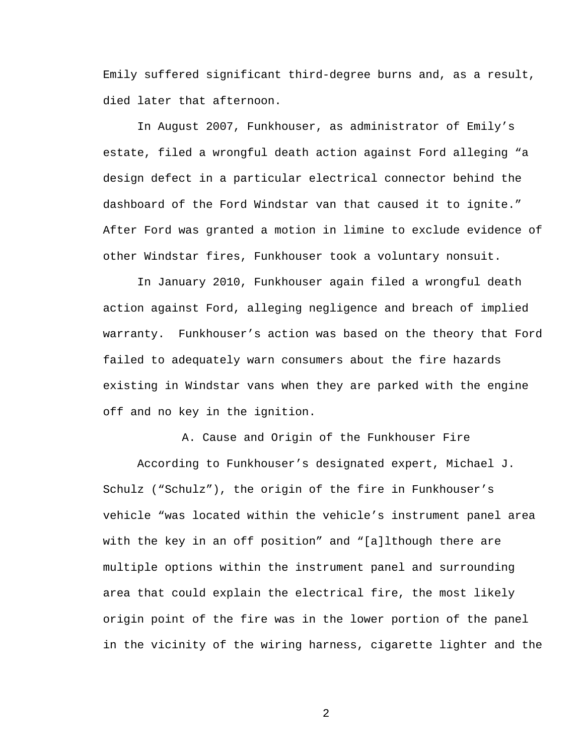Emily suffered significant third-degree burns and, as a result, died later that afternoon.

In August 2007, Funkhouser, as administrator of Emily's estate, filed a wrongful death action against Ford alleging "a design defect in a particular electrical connector behind the dashboard of the Ford Windstar van that caused it to ignite." After Ford was granted a motion in limine to exclude evidence of other Windstar fires, Funkhouser took a voluntary nonsuit.

In January 2010, Funkhouser again filed a wrongful death action against Ford, alleging negligence and breach of implied warranty. Funkhouser's action was based on the theory that Ford failed to adequately warn consumers about the fire hazards existing in Windstar vans when they are parked with the engine off and no key in the ignition.

### A. Cause and Origin of the Funkhouser Fire

According to Funkhouser's designated expert, Michael J. Schulz ("Schulz"), the origin of the fire in Funkhouser's vehicle "was located within the vehicle's instrument panel area with the key in an off position" and "[a]lthough there are multiple options within the instrument panel and surrounding area that could explain the electrical fire, the most likely origin point of the fire was in the lower portion of the panel in the vicinity of the wiring harness, cigarette lighter and the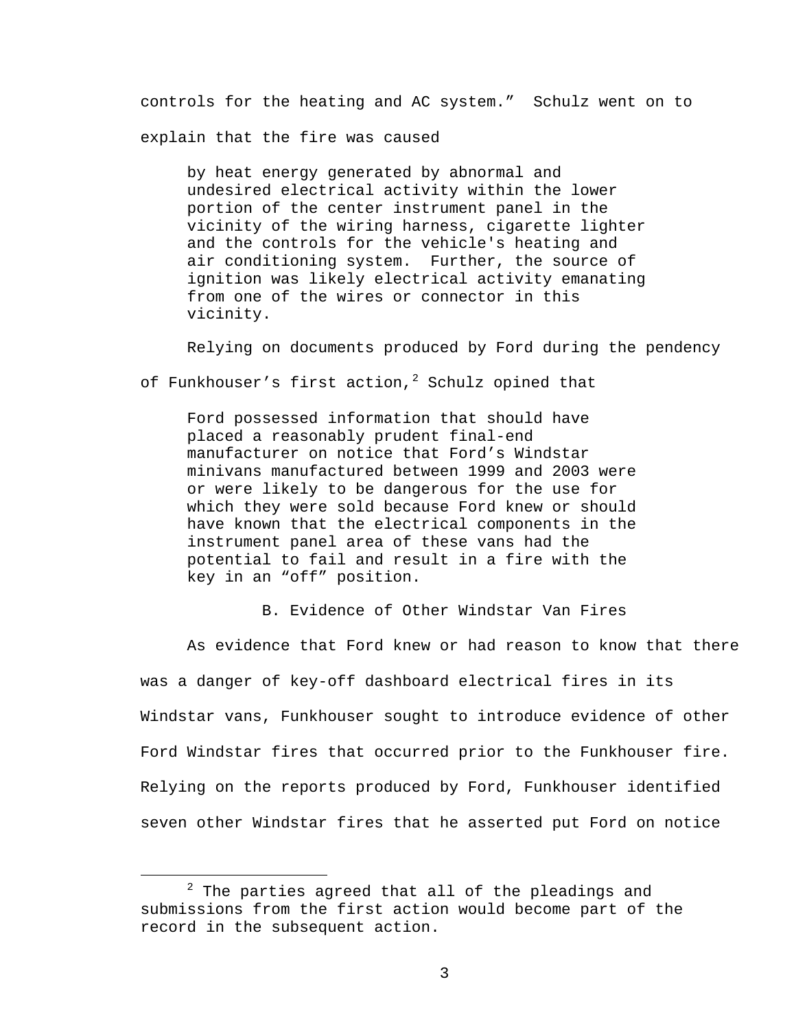controls for the heating and AC system.” Schulz went on to explain that the fire was caused

> by heat energy generated by abnormal and undesired electrical activity within the lower portion of the center instrument panel in the vicinity of the wiring harness, cigarette lighter and the controls for the vehicle's heating and air conditioning system. Further, the source of ignition was likely electrical activity emanating from one of the wires or connector in this vicinity.

Relying on documents produced by Ford during the pendency of Funkhouser’s first action,[2] Schulz opined that

> Ford possessed information that should have placed a reasonably prudent final-end manufacturer on notice that Ford’s Windstar minivans manufactured between 1999 and 2003 were or were likely to be dangerous for the use for which they were sold because Ford knew or should have known that the electrical components in the instrument panel area of these vans had the potential to fail and result in a fire with the key in an “off” position.

B. Evidence of Other Windstar Van Fires

As evidence that Ford knew or had reason to know that there was a danger of key-off dashboard electrical fires in its Windstar vans, Funkhouser sought to introduce evidence of other Ford Windstar fires that occurred prior to the Funkhouser fire. Relying on the reports produced by Ford, Funkhouser identified seven other Windstar fires that he asserted put Ford on notice

[2] The parties agreed that all of the pleadings and submissions from the first action would become part of the record in the subsequent action.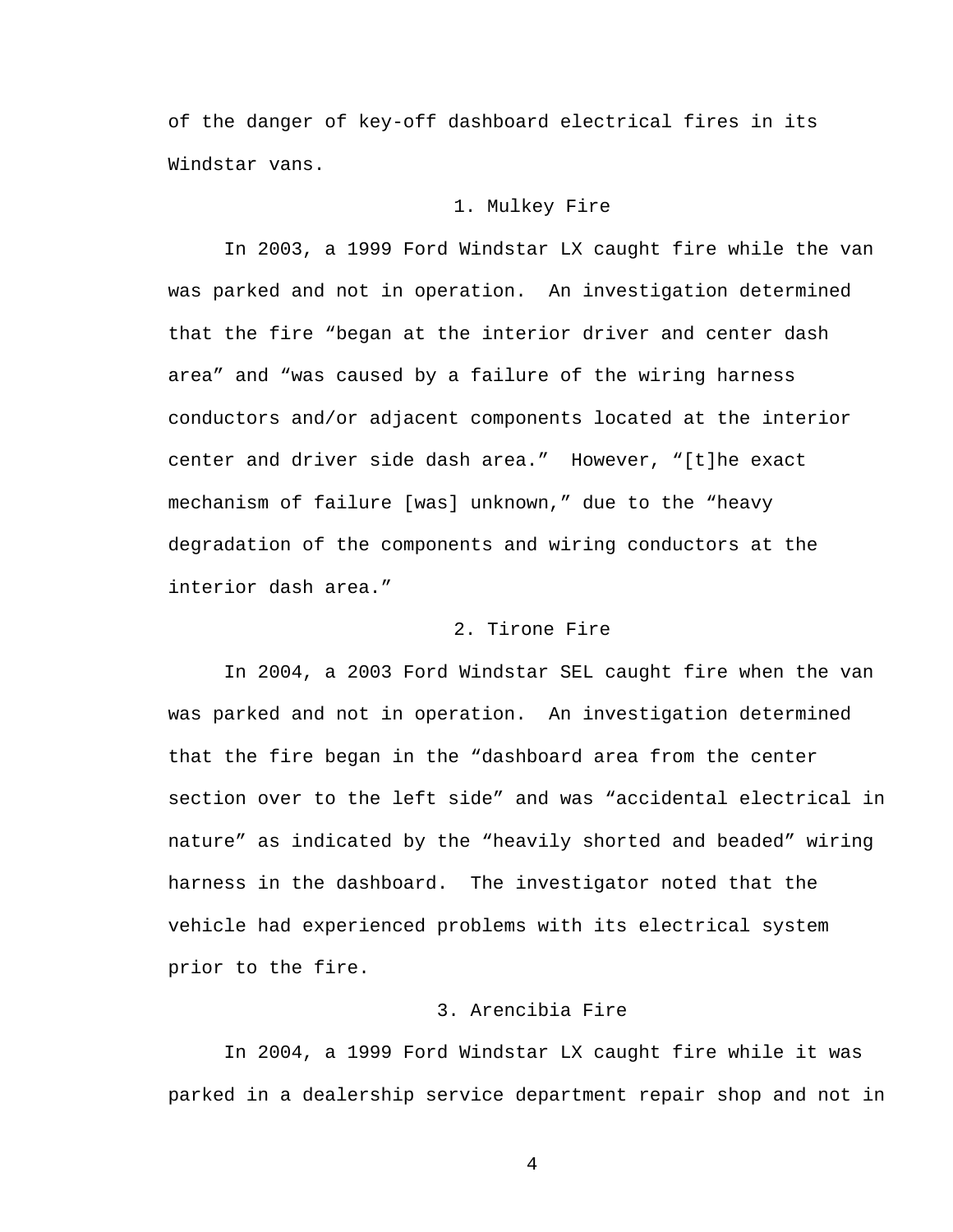of the danger of key-off dashboard electrical fires in its Windstar vans.

### 1. Mulkey Fire

In 2003, a 1999 Ford Windstar LX caught fire while the van was parked and not in operation. An investigation determined that the fire "began at the interior driver and center dash area" and "was caused by a failure of the wiring harness conductors and/or adjacent components located at the interior center and driver side dash area." However, "[t]he exact mechanism of failure [was] unknown," due to the "heavy degradation of the components and wiring conductors at the interior dash area."

### 2. Tirone Fire

In 2004, a 2003 Ford Windstar SEL caught fire when the van was parked and not in operation. An investigation determined that the fire began in the "dashboard area from the center section over to the left side" and was "accidental electrical in nature" as indicated by the "heavily shorted and beaded" wiring harness in the dashboard. The investigator noted that the vehicle had experienced problems with its electrical system prior to the fire.

### 3. Arencibia Fire

In 2004, a 1999 Ford Windstar LX caught fire while it was parked in a dealership service department repair shop and not in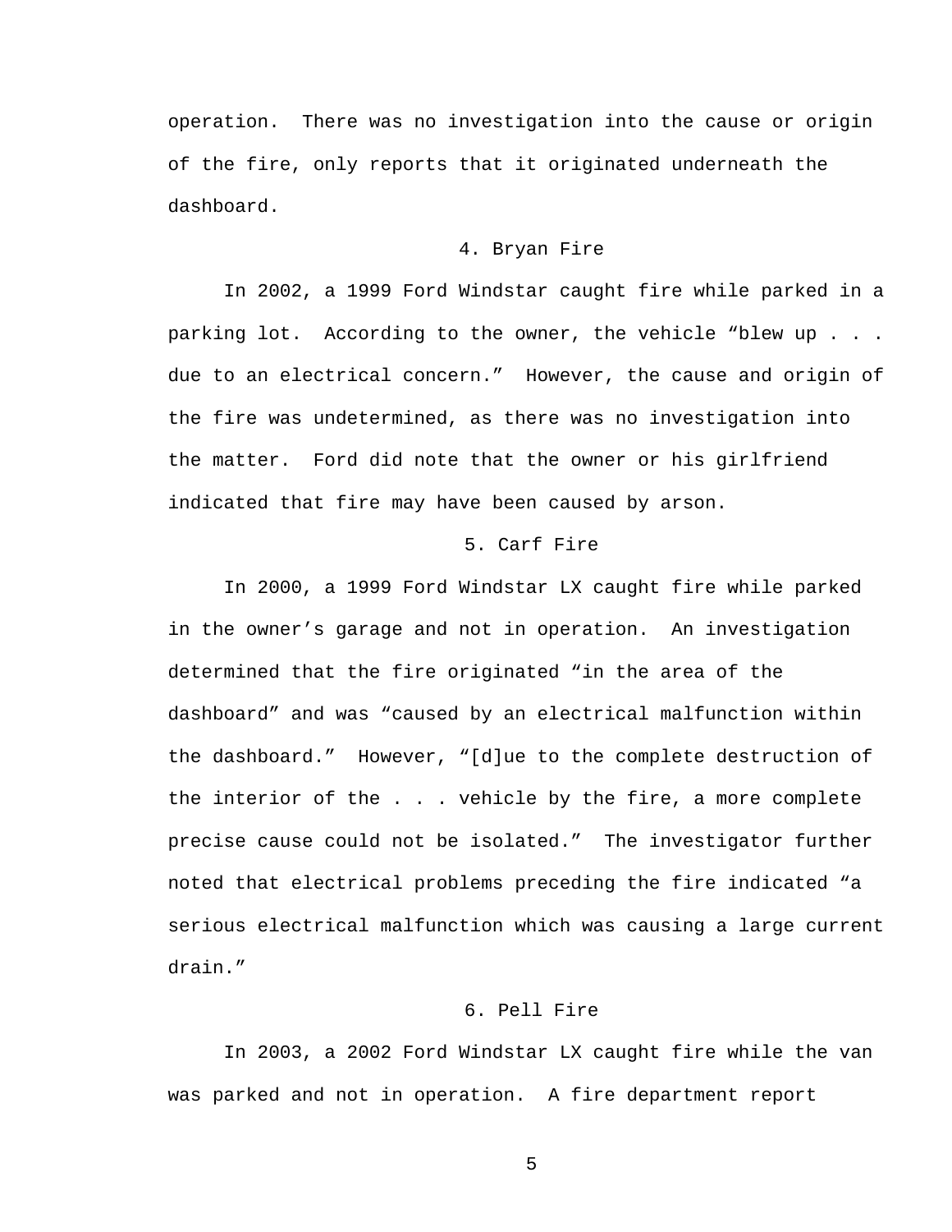operation. There was no investigation into the cause or origin of the fire, only reports that it originated underneath the dashboard.

### 4. Bryan Fire

In 2002, a 1999 Ford Windstar caught fire while parked in a parking lot. According to the owner, the vehicle "blew up . . . due to an electrical concern." However, the cause and origin of the fire was undetermined, as there was no investigation into the matter. Ford did note that the owner or his girlfriend indicated that fire may have been caused by arson.

### 5. Carf Fire

In 2000, a 1999 Ford Windstar LX caught fire while parked in the owner's garage and not in operation. An investigation determined that the fire originated "in the area of the dashboard" and was "caused by an electrical malfunction within the dashboard." However, "[d]ue to the complete destruction of the interior of the . . . vehicle by the fire, a more complete precise cause could not be isolated." The investigator further noted that electrical problems preceding the fire indicated "a serious electrical malfunction which was causing a large current drain."

### 6. Pell Fire

In 2003, a 2002 Ford Windstar LX caught fire while the van was parked and not in operation. A fire department report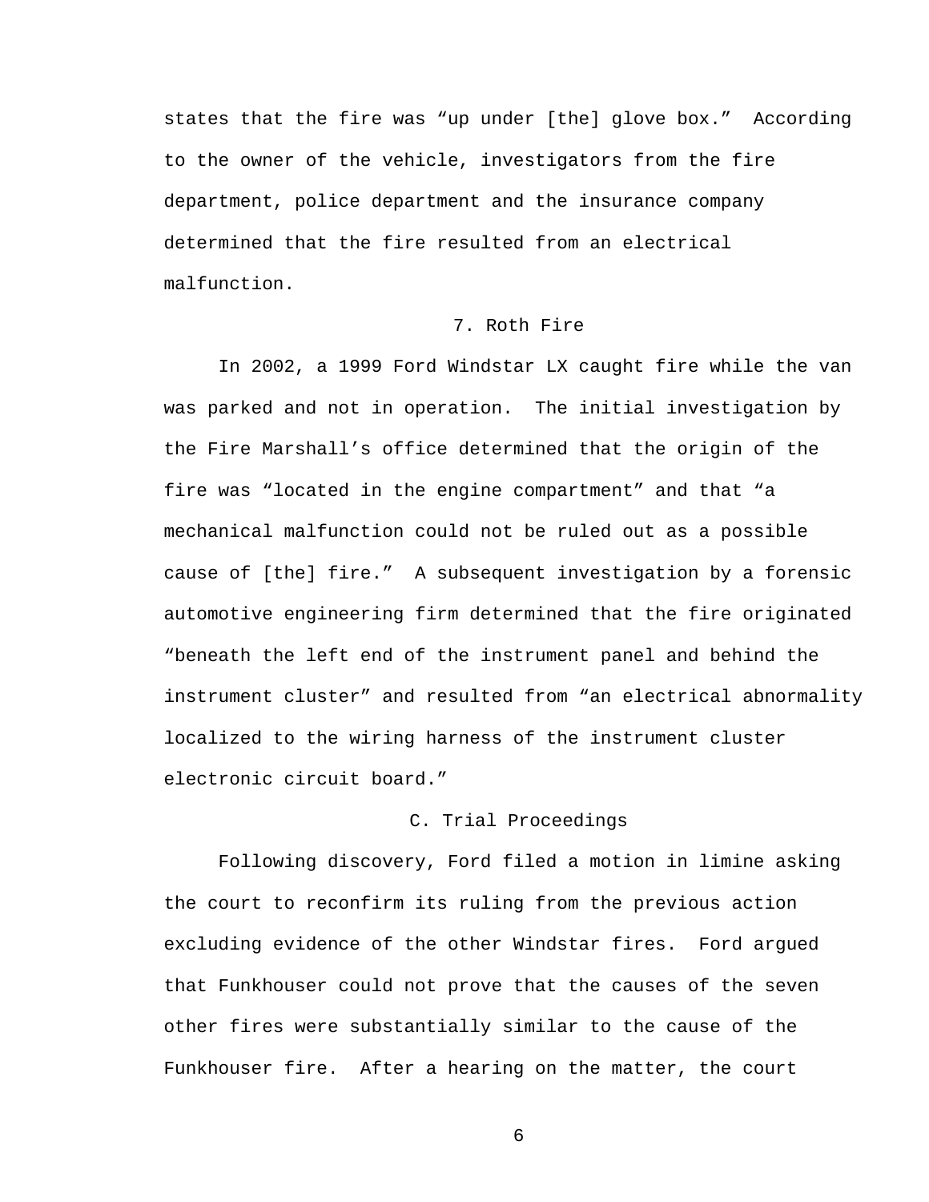states that the fire was “up under [the] glove box.” According to the owner of the vehicle, investigators from the fire department, police department and the insurance company determined that the fire resulted from an electrical malfunction.

### 7. Roth Fire

In 2002, a 1999 Ford Windstar LX caught fire while the van was parked and not in operation. The initial investigation by the Fire Marshall’s office determined that the origin of the fire was “located in the engine compartment” and that “a mechanical malfunction could not be ruled out as a possible cause of [the] fire.” A subsequent investigation by a forensic automotive engineering firm determined that the fire originated “beneath the left end of the instrument panel and behind the instrument cluster” and resulted from “an electrical abnormality localized to the wiring harness of the instrument cluster electronic circuit board.”

## C. Trial Proceedings

Following discovery, Ford filed a motion in limine asking the court to reconfirm its ruling from the previous action excluding evidence of the other Windstar fires. Ford argued that Funkhouser could not prove that the causes of the seven other fires were substantially similar to the cause of the Funkhouser fire. After a hearing on the matter, the court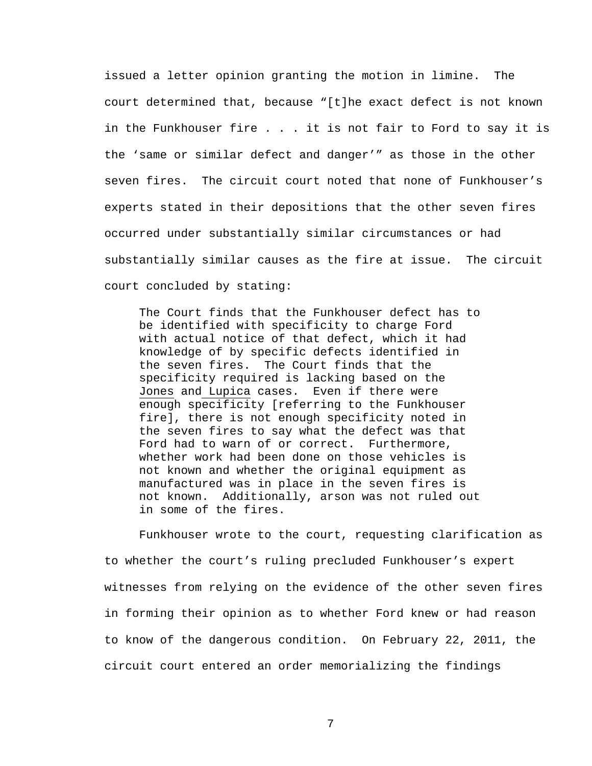issued a letter opinion granting the motion in limine. The court determined that, because "[t]he exact defect is not known in the Funkhouser fire . . . it is not fair to Ford to say it is the 'same or similar defect and danger'" as those in the other seven fires. The circuit court noted that none of Funkhouser's experts stated in their depositions that the other seven fires occurred under substantially similar circumstances or had substantially similar causes as the fire at issue. The circuit court concluded by stating:

> The Court finds that the Funkhouser defect has to be identified with specificity to charge Ford with actual notice of that defect, which it had knowledge of by specific defects identified in the seven fires. The Court finds that the specificity required is lacking based on the Jones and Lupica cases. Even if there were enough specificity [referring to the Funkhouser fire], there is not enough specificity noted in the seven fires to say what the defect was that Ford had to warn of or correct. Furthermore, whether work had been done on those vehicles is not known and whether the original equipment as manufactured was in place in the seven fires is not known. Additionally, arson was not ruled out in some of the fires.

Funkhouser wrote to the court, requesting clarification as to whether the court's ruling precluded Funkhouser's expert witnesses from relying on the evidence of the other seven fires in forming their opinion as to whether Ford knew or had reason to know of the dangerous condition. On February 22, 2011, the circuit court entered an order memorializing the findings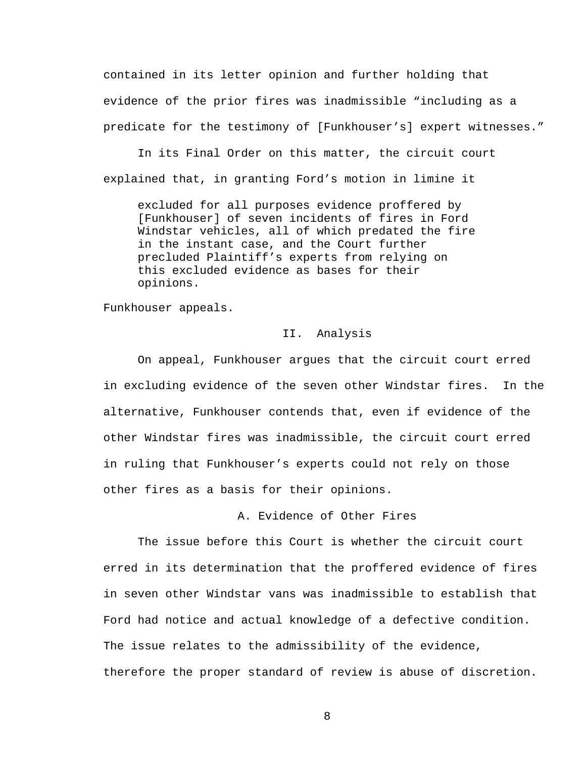contained in its letter opinion and further holding that evidence of the prior fires was inadmissible "including as a predicate for the testimony of [Funkhouser's] expert witnesses."

In its Final Order on this matter, the circuit court explained that, in granting Ford's motion in limine it

> excluded for all purposes evidence proffered by [Funkhouser] of seven incidents of fires in Ford Windstar vehicles, all of which predated the fire in the instant case, and the Court further precluded Plaintiff's experts from relying on this excluded evidence as bases for their opinions.

Funkhouser appeals.

## II. Analysis

On appeal, Funkhouser argues that the circuit court erred in excluding evidence of the seven other Windstar fires. In the alternative, Funkhouser contends that, even if evidence of the other Windstar fires was inadmissible, the circuit court erred in ruling that Funkhouser's experts could not rely on those other fires as a basis for their opinions.

### A. Evidence of Other Fires

The issue before this Court is whether the circuit court erred in its determination that the proffered evidence of fires in seven other Windstar vans was inadmissible to establish that Ford had notice and actual knowledge of a defective condition. The issue relates to the admissibility of the evidence, therefore the proper standard of review is abuse of discretion.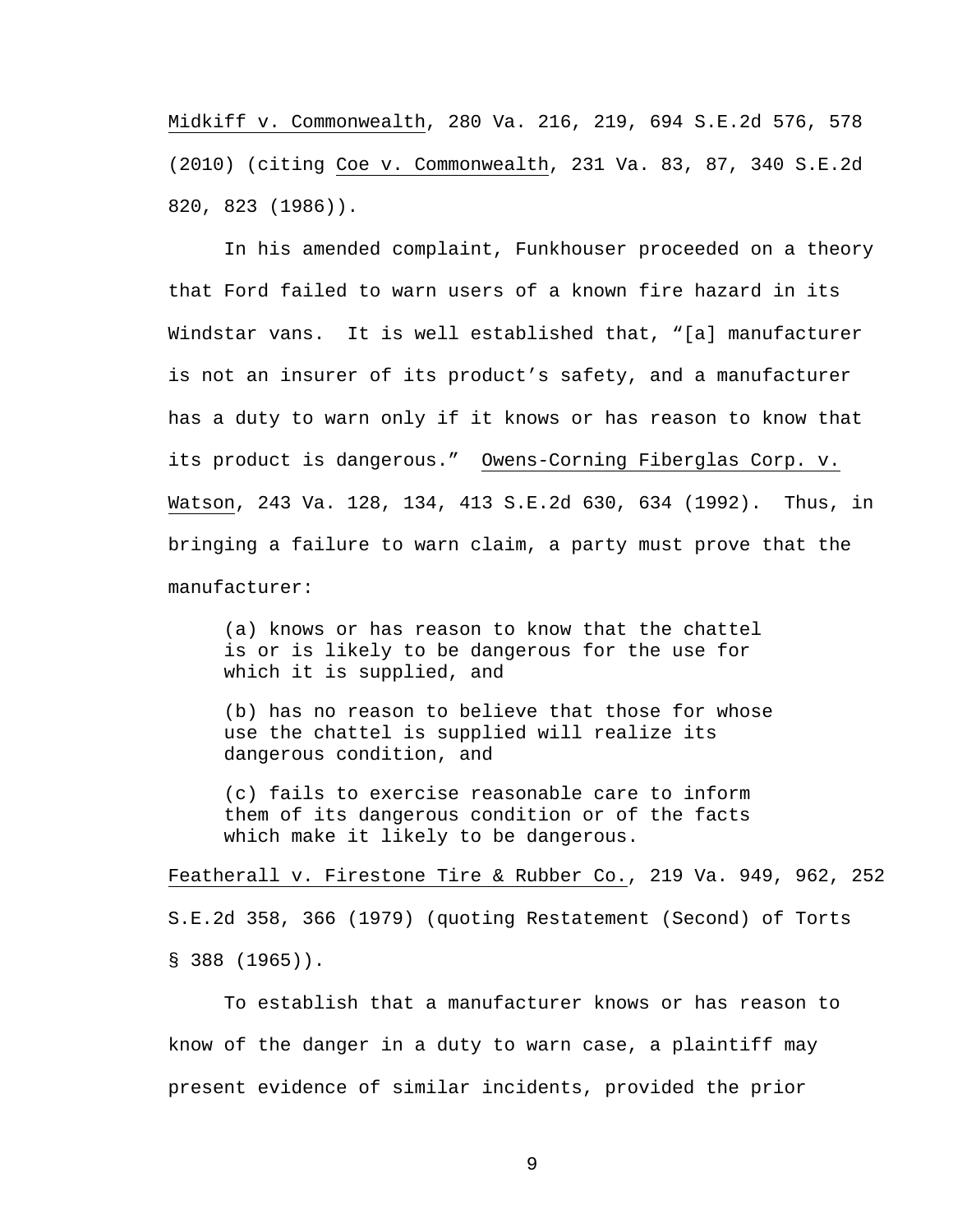Midkiff v. Commonwealth, 280 Va. 216, 219, 694 S.E.2d 576, 578 (2010) (citing Coe v. Commonwealth, 231 Va. 83, 87, 340 S.E.2d 820, 823 (1986)).

In his amended complaint, Funkhouser proceeded on a theory that Ford failed to warn users of a known fire hazard in its Windstar vans. It is well established that, "[a] manufacturer is not an insurer of its product's safety, and a manufacturer has a duty to warn only if it knows or has reason to know that its product is dangerous." Owens-Corning Fiberglas Corp. v. Watson, 243 Va. 128, 134, 413 S.E.2d 630, 634 (1992). Thus, in bringing a failure to warn claim, a party must prove that the manufacturer:

> (a) knows or has reason to know that the chattel is or is likely to be dangerous for the use for which it is supplied, and
>
> (b) has no reason to believe that those for whose use the chattel is supplied will realize its dangerous condition, and
>
> (c) fails to exercise reasonable care to inform them of its dangerous condition or of the facts which make it likely to be dangerous.

Featherall v. Firestone Tire & Rubber Co., 219 Va. 949, 962, 252 S.E.2d 358, 366 (1979) (quoting Restatement (Second) of Torts § 388 (1965)).

To establish that a manufacturer knows or has reason to know of the danger in a duty to warn case, a plaintiff may present evidence of similar incidents, provided the prior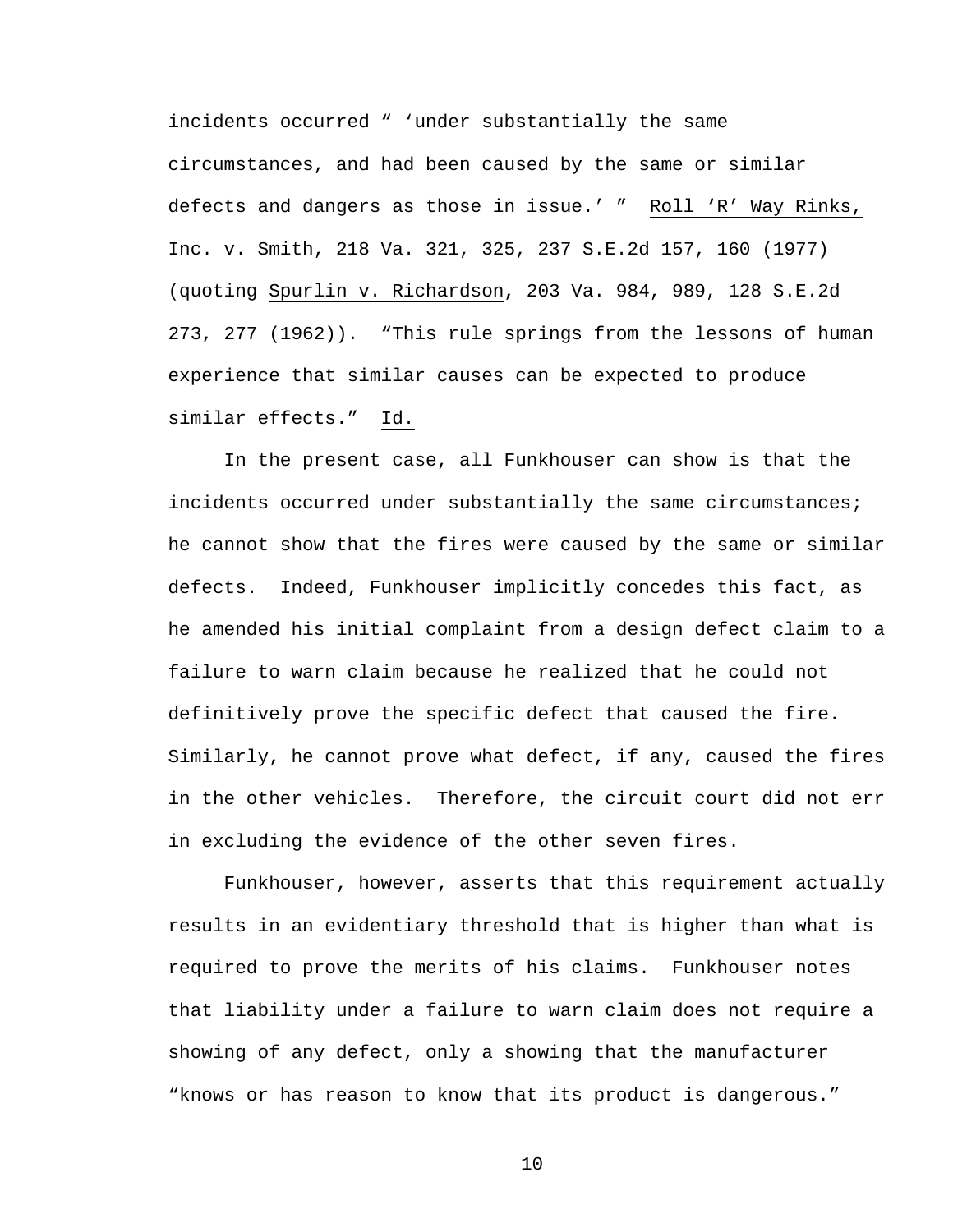incidents occurred " 'under substantially the same circumstances, and had been caused by the same or similar defects and dangers as those in issue.' " Roll 'R' Way Rinks, Inc. v. Smith, 218 Va. 321, 325, 237 S.E.2d 157, 160 (1977) (quoting Spurlin v. Richardson, 203 Va. 984, 989, 128 S.E.2d 273, 277 (1962)). "This rule springs from the lessons of human experience that similar causes can be expected to produce similar effects." Id.

In the present case, all Funkhouser can show is that the incidents occurred under substantially the same circumstances; he cannot show that the fires were caused by the same or similar defects. Indeed, Funkhouser implicitly concedes this fact, as he amended his initial complaint from a design defect claim to a failure to warn claim because he realized that he could not definitively prove the specific defect that caused the fire. Similarly, he cannot prove what defect, if any, caused the fires in the other vehicles. Therefore, the circuit court did not err in excluding the evidence of the other seven fires.

Funkhouser, however, asserts that this requirement actually results in an evidentiary threshold that is higher than what is required to prove the merits of his claims. Funkhouser notes that liability under a failure to warn claim does not require a showing of any defect, only a showing that the manufacturer "knows or has reason to know that its product is dangerous."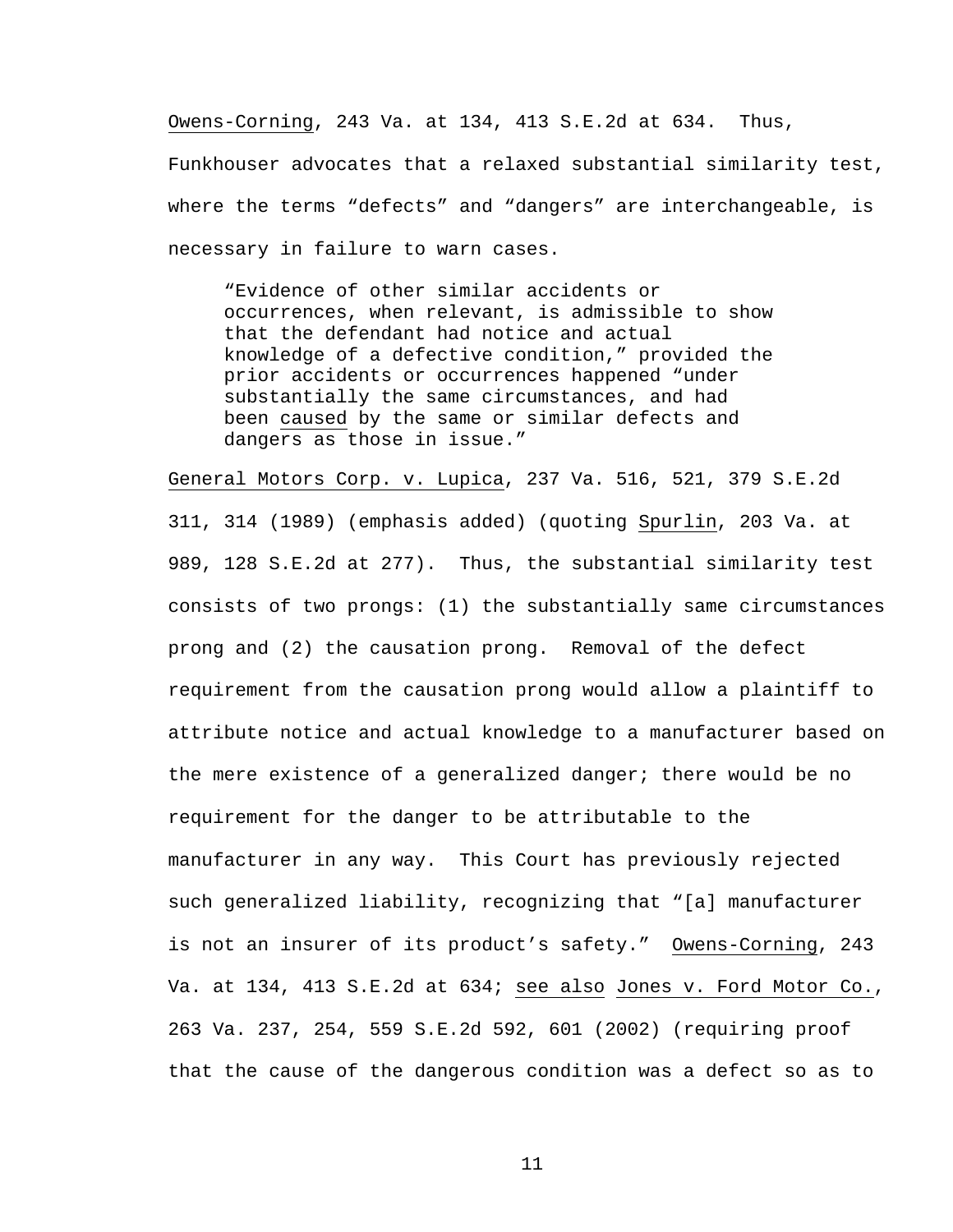Owens-Corning, 243 Va. at 134, 413 S.E.2d at 634. Thus, Funkhouser advocates that a relaxed substantial similarity test, where the terms "defects" and "dangers" are interchangeable, is necessary in failure to warn cases.

> "Evidence of other similar accidents or occurrences, when relevant, is admissible to show that the defendant had notice and actual knowledge of a defective condition," provided the prior accidents or occurrences happened "under substantially the same circumstances, and had been caused by the same or similar defects and dangers as those in issue."

General Motors Corp. v. Lupica, 237 Va. 516, 521, 379 S.E.2d 311, 314 (1989) (emphasis added) (quoting Spurlin, 203 Va. at 989, 128 S.E.2d at 277). Thus, the substantial similarity test consists of two prongs: (1) the substantially same circumstances prong and (2) the causation prong. Removal of the defect requirement from the causation prong would allow a plaintiff to attribute notice and actual knowledge to a manufacturer based on the mere existence of a generalized danger; there would be no requirement for the danger to be attributable to the manufacturer in any way. This Court has previously rejected such generalized liability, recognizing that "[a] manufacturer is not an insurer of its product's safety." Owens-Corning, 243 Va. at 134, 413 S.E.2d at 634; see also Jones v. Ford Motor Co., 263 Va. 237, 254, 559 S.E.2d 592, 601 (2002) (requiring proof that the cause of the dangerous condition was a defect so as to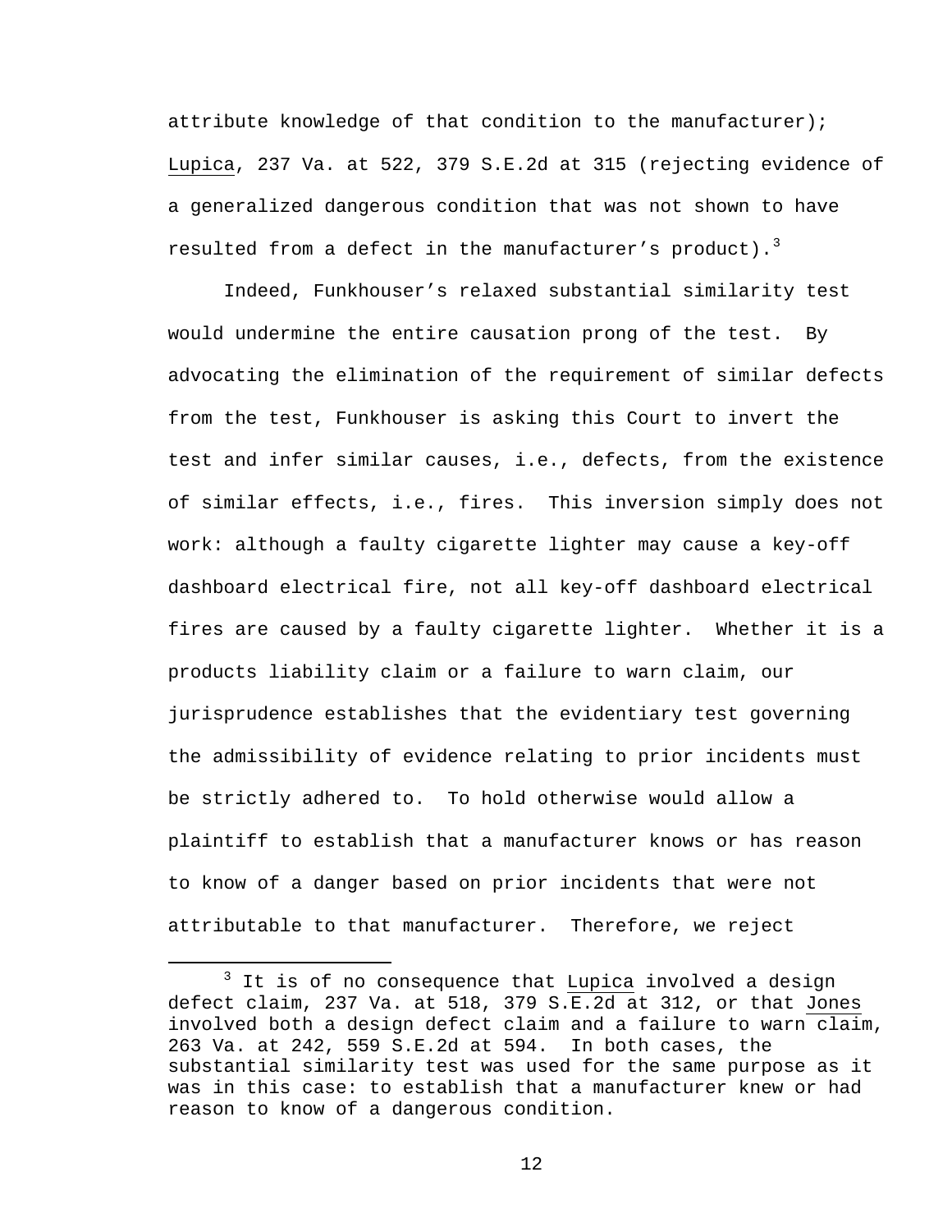attribute knowledge of that condition to the manufacturer); Lupica, 237 Va. at 522, 379 S.E.2d at 315 (rejecting evidence of a generalized dangerous condition that was not shown to have resulted from a defect in the manufacturer's product).[3]

Indeed, Funkhouser's relaxed substantial similarity test would undermine the entire causation prong of the test. By advocating the elimination of the requirement of similar defects from the test, Funkhouser is asking this Court to invert the test and infer similar causes, i.e., defects, from the existence of similar effects, i.e., fires. This inversion simply does not work: although a faulty cigarette lighter may cause a key-off dashboard electrical fire, not all key-off dashboard electrical fires are caused by a faulty cigarette lighter. Whether it is a products liability claim or a failure to warn claim, our jurisprudence establishes that the evidentiary test governing the admissibility of evidence relating to prior incidents must be strictly adhered to. To hold otherwise would allow a plaintiff to establish that a manufacturer knows or has reason to know of a danger based on prior incidents that were not attributable to that manufacturer. Therefore, we reject

[3] It is of no consequence that Lupica involved a design defect claim, 237 Va. at 518, 379 S.E.2d at 312, or that Jones involved both a design defect claim and a failure to warn claim, 263 Va. at 242, 559 S.E.2d at 594. In both cases, the substantial similarity test was used for the same purpose as it was in this case: to establish that a manufacturer knew or had reason to know of a dangerous condition.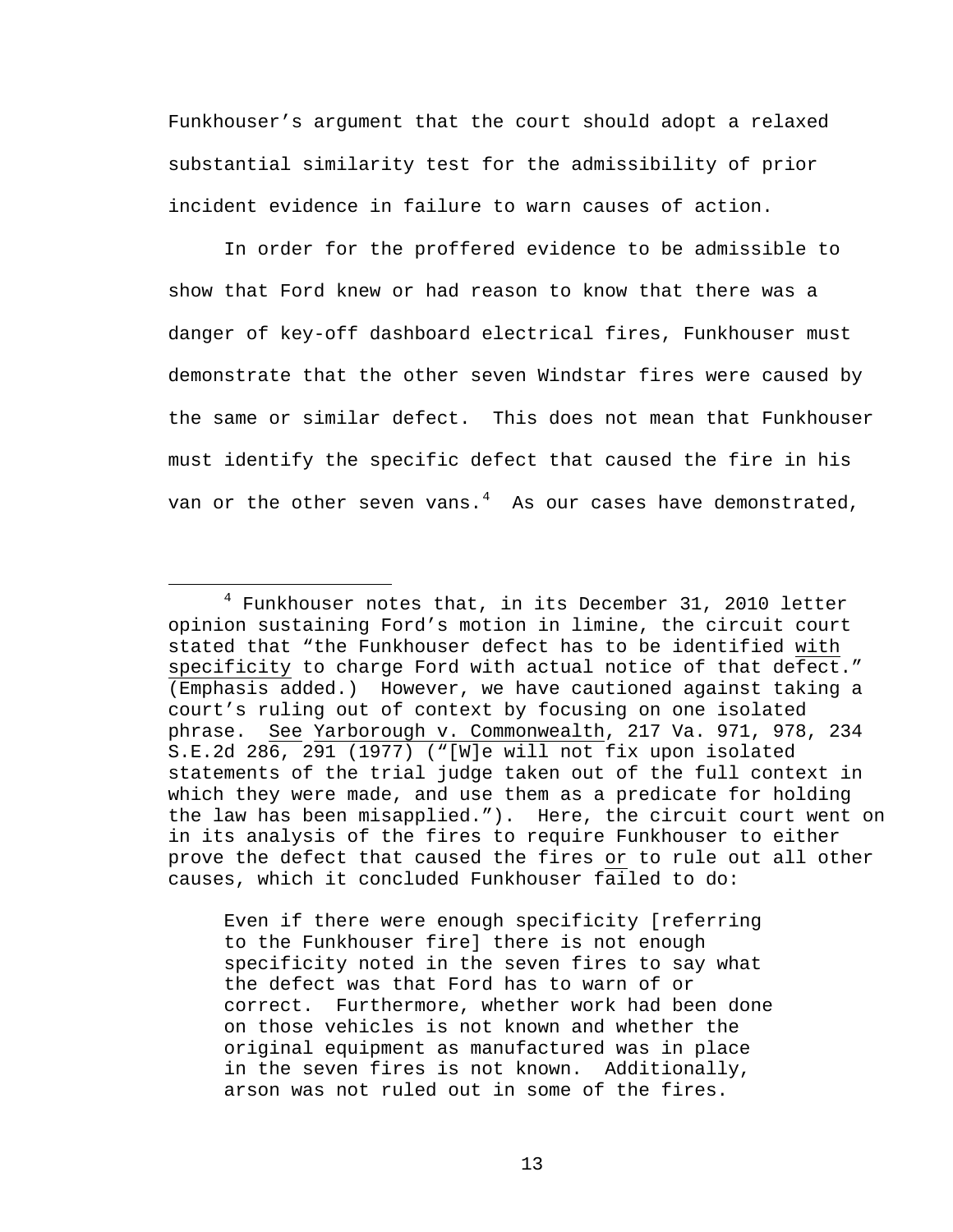Funkhouser's argument that the court should adopt a relaxed substantial similarity test for the admissibility of prior incident evidence in failure to warn causes of action.

In order for the proffered evidence to be admissible to show that Ford knew or had reason to know that there was a danger of key-off dashboard electrical fires, Funkhouser must demonstrate that the other seven Windstar fires were caused by the same or similar defect. This does not mean that Funkhouser must identify the specific defect that caused the fire in his van or the other seven vans.[4] As our cases have demonstrated,

---

[4] Funkhouser notes that, in its December 31, 2010 letter opinion sustaining Ford's motion in limine, the circuit court stated that "the Funkhouser defect has to be identified with specificity to charge Ford with actual notice of that defect." (Emphasis added.) However, we have cautioned against taking a court's ruling out of context by focusing on one isolated phrase. See Yarborough v. Commonwealth, 217 Va. 971, 978, 234 S.E.2d 286, 291 (1977) ("[W]e will not fix upon isolated statements of the trial judge taken out of the full context in which they were made, and use them as a predicate for holding the law has been misapplied."). Here, the circuit court went on in its analysis of the fires to require Funkhouser to either prove the defect that caused the fires or to rule out all other causes, which it concluded Funkhouser failed to do:

> Even if there were enough specificity [referring to the Funkhouser fire] there is not enough specificity noted in the seven fires to say what the defect was that Ford has to warn of or correct. Furthermore, whether work had been done on those vehicles is not known and whether the original equipment as manufactured was in place in the seven fires is not known. Additionally, arson was not ruled out in some of the fires.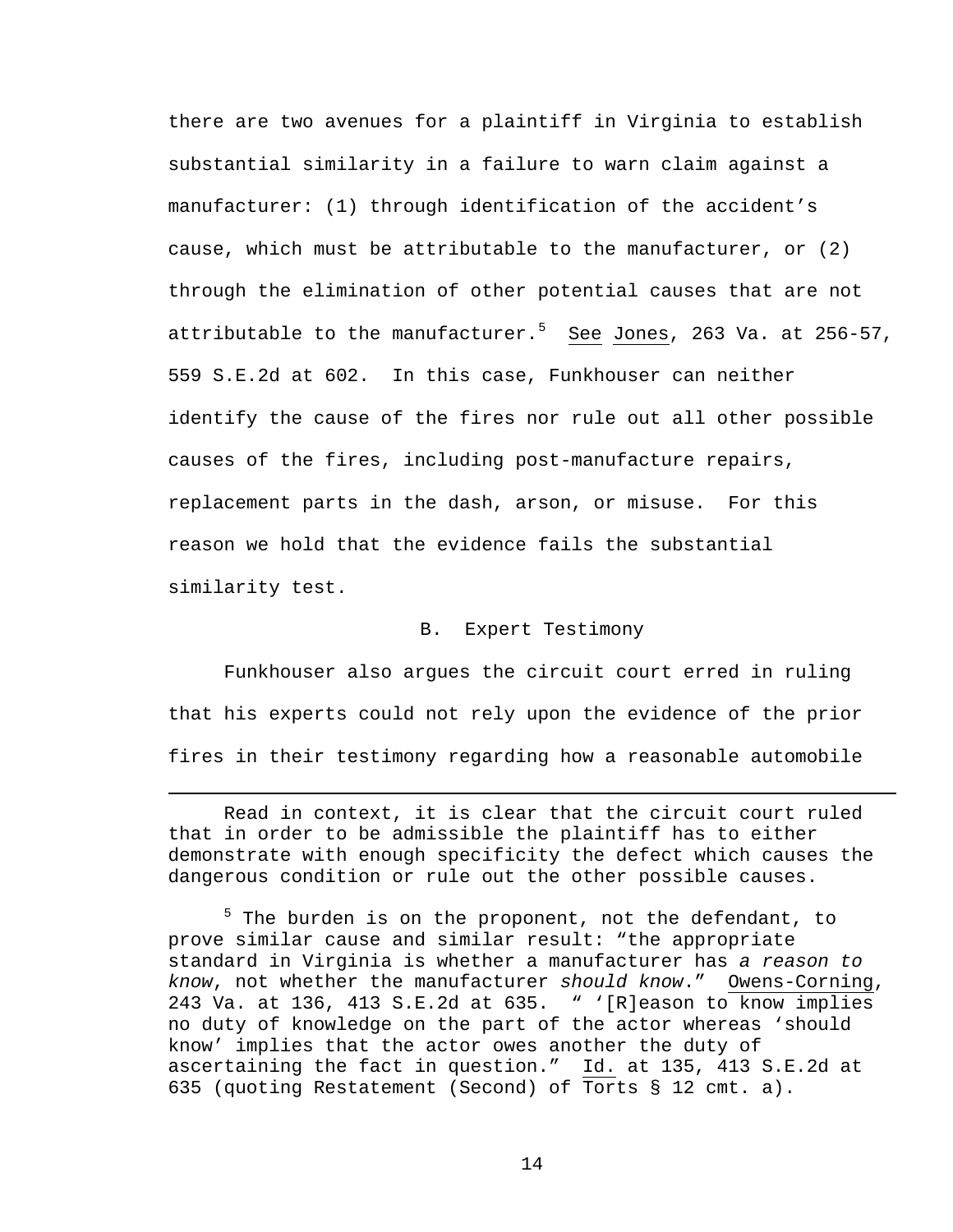there are two avenues for a plaintiff in Virginia to establish substantial similarity in a failure to warn claim against a manufacturer: (1) through identification of the accident's cause, which must be attributable to the manufacturer, or (2) through the elimination of other potential causes that are not attributable to the manufacturer.[5] See Jones, 263 Va. at 256-57, 559 S.E.2d at 602. In this case, Funkhouser can neither identify the cause of the fires nor rule out all other possible causes of the fires, including post-manufacture repairs, replacement parts in the dash, arson, or misuse. For this reason we hold that the evidence fails the substantial similarity test.

### B. Expert Testimony

Funkhouser also argues the circuit court erred in ruling that his experts could not rely upon the evidence of the prior fires in their testimony regarding how a reasonable automobile

---

Read in context, it is clear that the circuit court ruled that in order to be admissible the plaintiff has to either demonstrate with enough specificity the defect which causes the dangerous condition or rule out the other possible causes.

[5] The burden is on the proponent, not the defendant, to prove similar cause and similar result: "the appropriate standard in Virginia is whether a manufacturer has *a reason to know*, not whether the manufacturer *should know*." Owens-Corning, 243 Va. at 136, 413 S.E.2d at 635. " '[R]eason to know implies no duty of knowledge on the part of the actor whereas 'should know' implies that the actor owes another the duty of ascertaining the fact in question." Id. at 135, 413 S.E.2d at 635 (quoting Restatement (Second) of Torts § 12 cmt. a).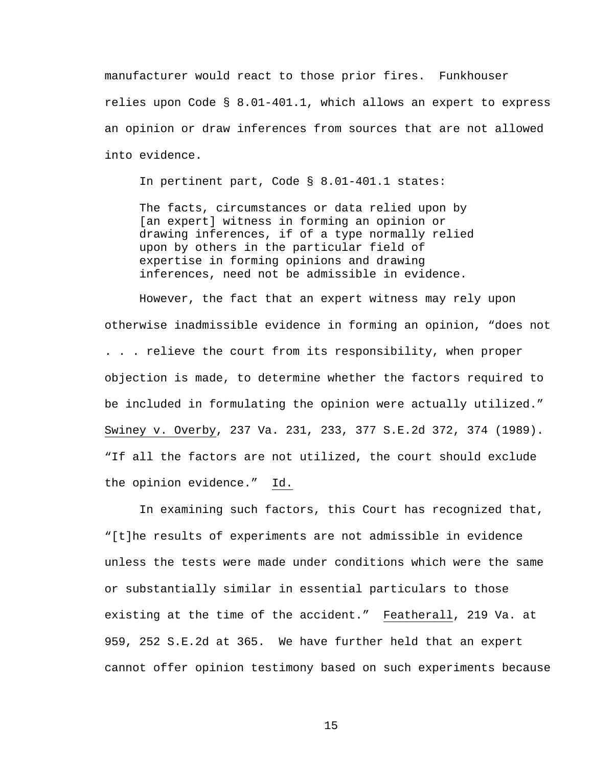manufacturer would react to those prior fires. Funkhouser relies upon Code § 8.01-401.1, which allows an expert to express an opinion or draw inferences from sources that are not allowed into evidence.

In pertinent part, Code § 8.01-401.1 states:

> The facts, circumstances or data relied upon by [an expert] witness in forming an opinion or drawing inferences, if of a type normally relied upon by others in the particular field of expertise in forming opinions and drawing inferences, need not be admissible in evidence.

However, the fact that an expert witness may rely upon otherwise inadmissible evidence in forming an opinion, "does not . . . relieve the court from its responsibility, when proper objection is made, to determine whether the factors required to be included in formulating the opinion were actually utilized." Swiney v. Overby, 237 Va. 231, 233, 377 S.E.2d 372, 374 (1989). "If all the factors are not utilized, the court should exclude the opinion evidence." Id.

In examining such factors, this Court has recognized that, "[t]he results of experiments are not admissible in evidence unless the tests were made under conditions which were the same or substantially similar in essential particulars to those existing at the time of the accident." Featherall, 219 Va. at 959, 252 S.E.2d at 365. We have further held that an expert cannot offer opinion testimony based on such experiments because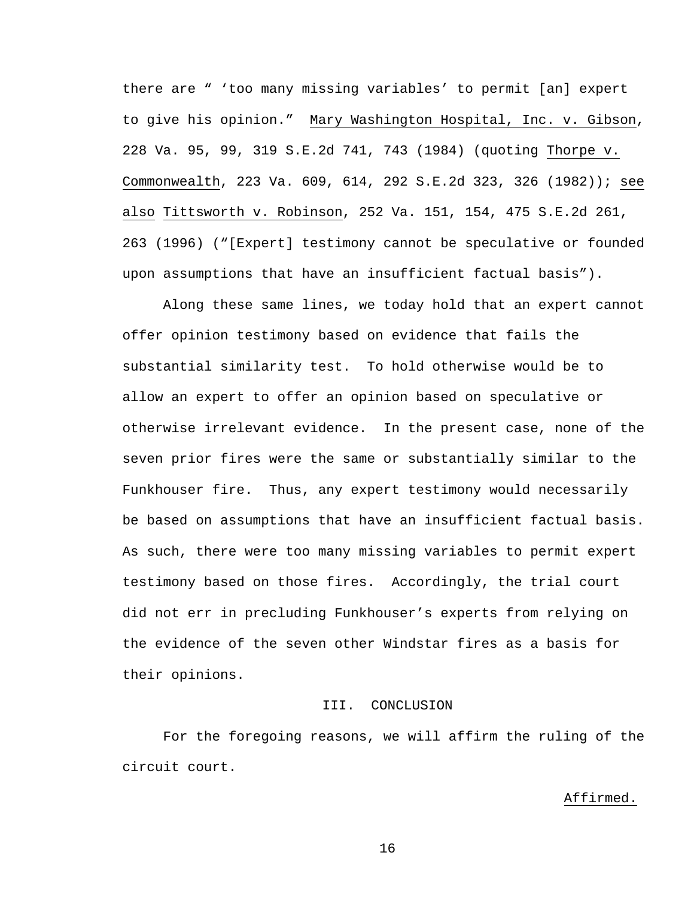there are " 'too many missing variables' to permit [an] expert to give his opinion." Mary Washington Hospital, Inc. v. Gibson, 228 Va. 95, 99, 319 S.E.2d 741, 743 (1984) (quoting Thorpe v. Commonwealth, 223 Va. 609, 614, 292 S.E.2d 323, 326 (1982)); see also Tittsworth v. Robinson, 252 Va. 151, 154, 475 S.E.2d 261, 263 (1996) ("[Expert] testimony cannot be speculative or founded upon assumptions that have an insufficient factual basis").

Along these same lines, we today hold that an expert cannot offer opinion testimony based on evidence that fails the substantial similarity test. To hold otherwise would be to allow an expert to offer an opinion based on speculative or otherwise irrelevant evidence. In the present case, none of the seven prior fires were the same or substantially similar to the Funkhouser fire. Thus, any expert testimony would necessarily be based on assumptions that have an insufficient factual basis. As such, there were too many missing variables to permit expert testimony based on those fires. Accordingly, the trial court did not err in precluding Funkhouser's experts from relying on the evidence of the seven other Windstar fires as a basis for their opinions.

## III. CONCLUSION

For the foregoing reasons, we will affirm the ruling of the circuit court.

Affirmed.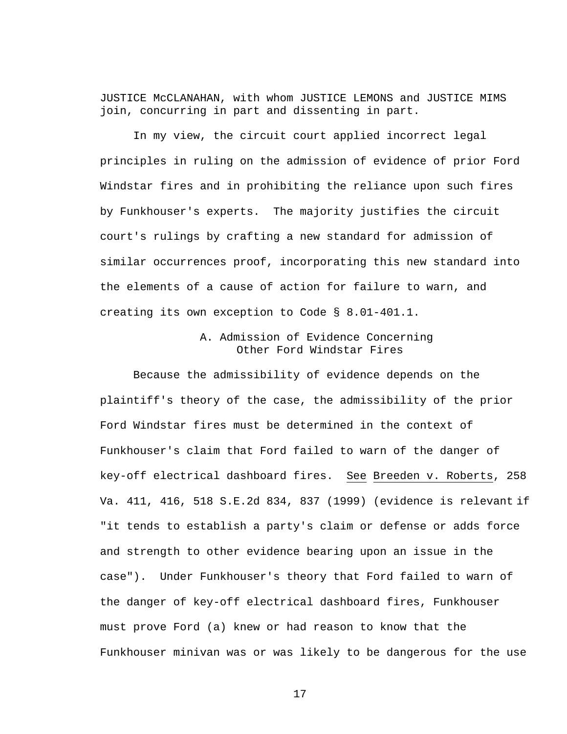JUSTICE McCLANAHAN, with whom JUSTICE LEMONS and JUSTICE MIMS join, concurring in part and dissenting in part.

In my view, the circuit court applied incorrect legal principles in ruling on the admission of evidence of prior Ford Windstar fires and in prohibiting the reliance upon such fires by Funkhouser's experts. The majority justifies the circuit court's rulings by crafting a new standard for admission of similar occurrences proof, incorporating this new standard into the elements of a cause of action for failure to warn, and creating its own exception to Code § 8.01-401.1.

### A. Admission of Evidence Concerning Other Ford Windstar Fires

Because the admissibility of evidence depends on the plaintiff's theory of the case, the admissibility of the prior Ford Windstar fires must be determined in the context of Funkhouser's claim that Ford failed to warn of the danger of key-off electrical dashboard fires. See Breeden v. Roberts, 258 Va. 411, 416, 518 S.E.2d 834, 837 (1999) (evidence is relevant if "it tends to establish a party's claim or defense or adds force and strength to other evidence bearing upon an issue in the case"). Under Funkhouser's theory that Ford failed to warn of the danger of key-off electrical dashboard fires, Funkhouser must prove Ford (a) knew or had reason to know that the Funkhouser minivan was or was likely to be dangerous for the use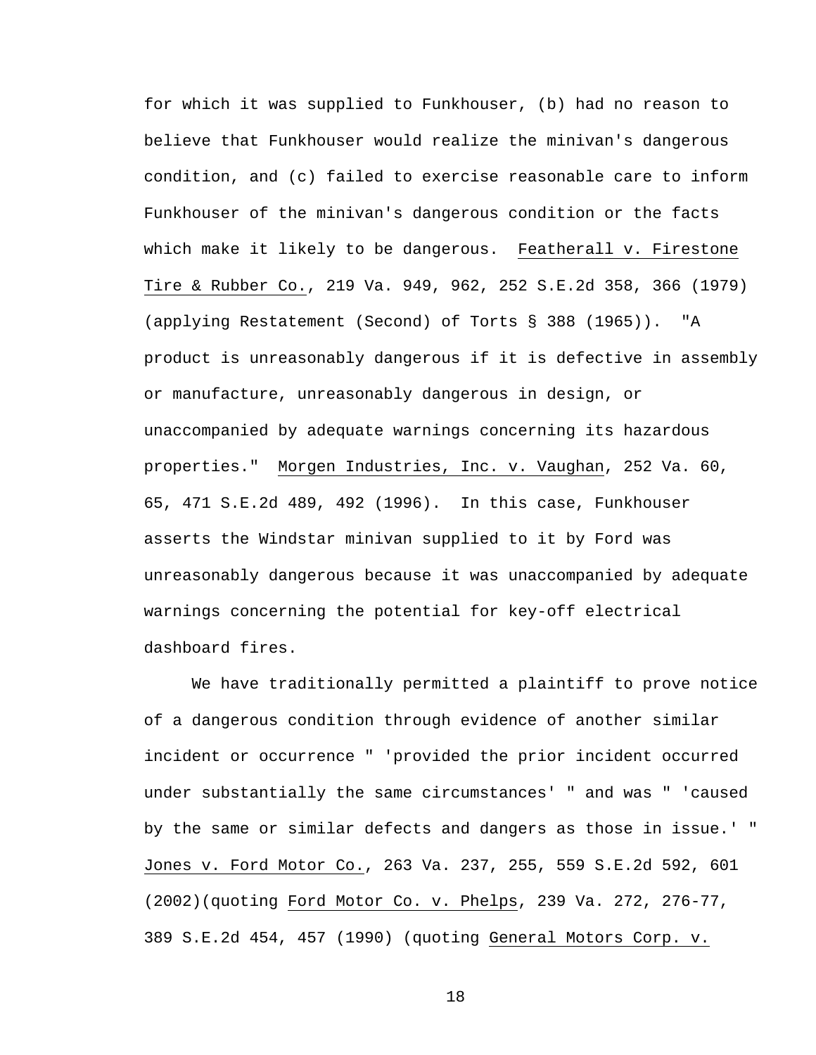for which it was supplied to Funkhouser, (b) had no reason to believe that Funkhouser would realize the minivan's dangerous condition, and (c) failed to exercise reasonable care to inform Funkhouser of the minivan's dangerous condition or the facts which make it likely to be dangerous. Featherall v. Firestone Tire & Rubber Co., 219 Va. 949, 962, 252 S.E.2d 358, 366 (1979) (applying Restatement (Second) of Torts § 388 (1965)). "A product is unreasonably dangerous if it is defective in assembly or manufacture, unreasonably dangerous in design, or unaccompanied by adequate warnings concerning its hazardous properties." Morgen Industries, Inc. v. Vaughan, 252 Va. 60, 65, 471 S.E.2d 489, 492 (1996). In this case, Funkhouser asserts the Windstar minivan supplied to it by Ford was unreasonably dangerous because it was unaccompanied by adequate warnings concerning the potential for key-off electrical dashboard fires.

We have traditionally permitted a plaintiff to prove notice of a dangerous condition through evidence of another similar incident or occurrence " 'provided the prior incident occurred under substantially the same circumstances' " and was " 'caused by the same or similar defects and dangers as those in issue.' " Jones v. Ford Motor Co., 263 Va. 237, 255, 559 S.E.2d 592, 601 (2002)(quoting Ford Motor Co. v. Phelps, 239 Va. 272, 276-77, 389 S.E.2d 454, 457 (1990) (quoting General Motors Corp. v.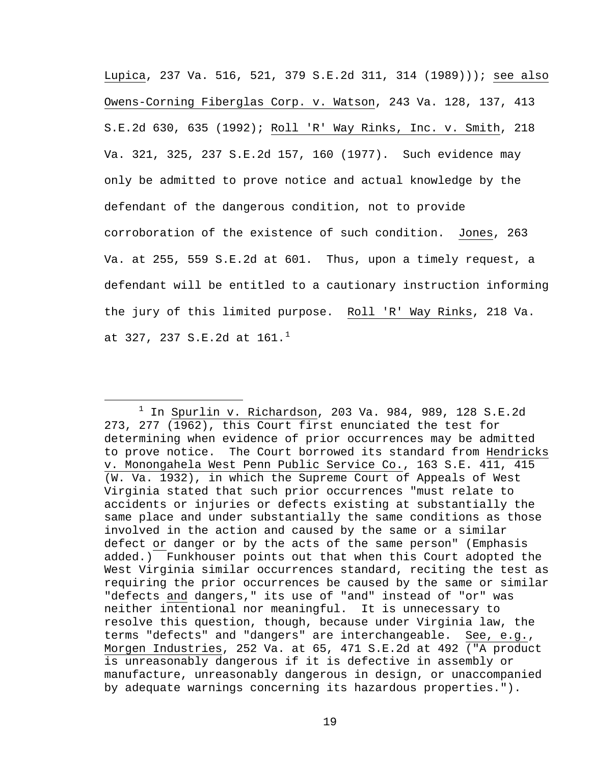Lupica, 237 Va. 516, 521, 379 S.E.2d 311, 314 (1989))); see also Owens-Corning Fiberglas Corp. v. Watson, 243 Va. 128, 137, 413 S.E.2d 630, 635 (1992); Roll 'R' Way Rinks, Inc. v. Smith, 218 Va. 321, 325, 237 S.E.2d 157, 160 (1977). Such evidence may only be admitted to prove notice and actual knowledge by the defendant of the dangerous condition, not to provide corroboration of the existence of such condition. Jones, 263 Va. at 255, 559 S.E.2d at 601. Thus, upon a timely request, a defendant will be entitled to a cautionary instruction informing the jury of this limited purpose. Roll 'R' Way Rinks, 218 Va. at 327, 237 S.E.2d at 161.[1]

---

[1] In Spurlin v. Richardson, 203 Va. 984, 989, 128 S.E.2d 273, 277 (1962), this Court first enunciated the test for determining when evidence of prior occurrences may be admitted to prove notice. The Court borrowed its standard from Hendricks v. Monongahela West Penn Public Service Co., 163 S.E. 411, 415 (W. Va. 1932), in which the Supreme Court of Appeals of West Virginia stated that such prior occurrences "must relate to accidents or injuries or defects existing at substantially the same place and under substantially the same conditions as those involved in the action and caused by the same or a similar defect or danger or by the acts of the same person" (Emphasis added.) Funkhouser points out that when this Court adopted the West Virginia similar occurrences standard, reciting the test as requiring the prior occurrences be caused by the same or similar "defects and dangers," its use of "and" instead of "or" was neither intentional nor meaningful. It is unnecessary to resolve this question, though, because under Virginia law, the terms "defects" and "dangers" are interchangeable. See, e.g., Morgen Industries, 252 Va. at 65, 471 S.E.2d at 492 ("A product is unreasonably dangerous if it is defective in assembly or manufacture, unreasonably dangerous in design, or unaccompanied by adequate warnings concerning its hazardous properties.").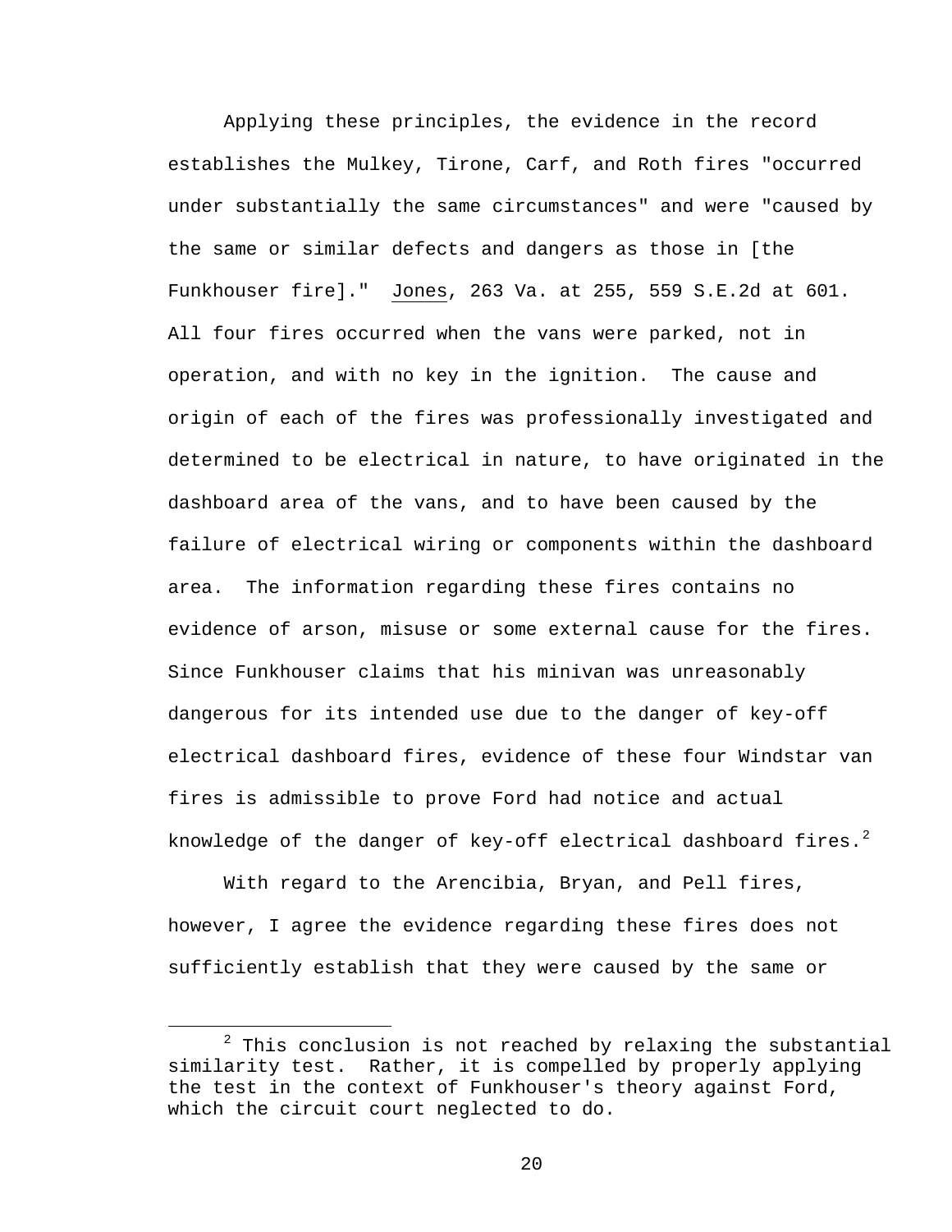Applying these principles, the evidence in the record establishes the Mulkey, Tirone, Carf, and Roth fires "occurred under substantially the same circumstances" and were "caused by the same or similar defects and dangers as those in [the Funkhouser fire]." Jones, 263 Va. at 255, 559 S.E.2d at 601. All four fires occurred when the vans were parked, not in operation, and with no key in the ignition. The cause and origin of each of the fires was professionally investigated and determined to be electrical in nature, to have originated in the dashboard area of the vans, and to have been caused by the failure of electrical wiring or components within the dashboard area. The information regarding these fires contains no evidence of arson, misuse or some external cause for the fires. Since Funkhouser claims that his minivan was unreasonably dangerous for its intended use due to the danger of key-off electrical dashboard fires, evidence of these four Windstar van fires is admissible to prove Ford had notice and actual knowledge of the danger of key-off electrical dashboard fires.[2]

With regard to the Arencibia, Bryan, and Pell fires, however, I agree the evidence regarding these fires does not sufficiently establish that they were caused by the same or

---

[2] This conclusion is not reached by relaxing the substantial similarity test. Rather, it is compelled by properly applying the test in the context of Funkhouser's theory against Ford, which the circuit court neglected to do.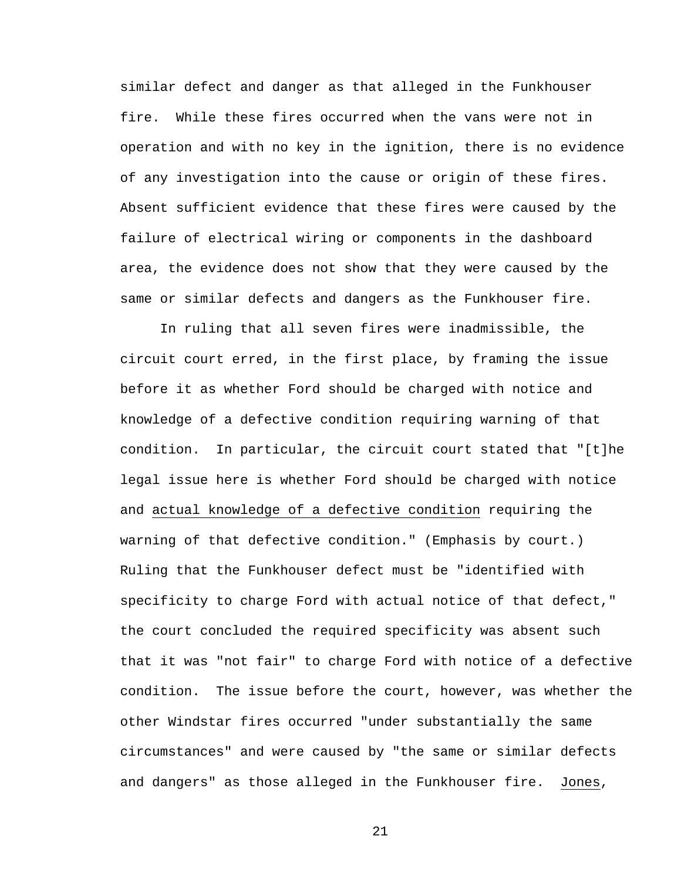similar defect and danger as that alleged in the Funkhouser fire. While these fires occurred when the vans were not in operation and with no key in the ignition, there is no evidence of any investigation into the cause or origin of these fires. Absent sufficient evidence that these fires were caused by the failure of electrical wiring or components in the dashboard area, the evidence does not show that they were caused by the same or similar defects and dangers as the Funkhouser fire.

In ruling that all seven fires were inadmissible, the circuit court erred, in the first place, by framing the issue before it as whether Ford should be charged with notice and knowledge of a defective condition requiring warning of that condition. In particular, the circuit court stated that "[t]he legal issue here is whether Ford should be charged with notice and <u>actual knowledge of a defective condition</u> requiring the warning of that defective condition." (Emphasis by court.) Ruling that the Funkhouser defect must be "identified with specificity to charge Ford with actual notice of that defect," the court concluded the required specificity was absent such that it was "not fair" to charge Ford with notice of a defective condition. The issue before the court, however, was whether the other Windstar fires occurred "under substantially the same circumstances" and were caused by "the same or similar defects and dangers" as those alleged in the Funkhouser fire. <u>Jones</u>,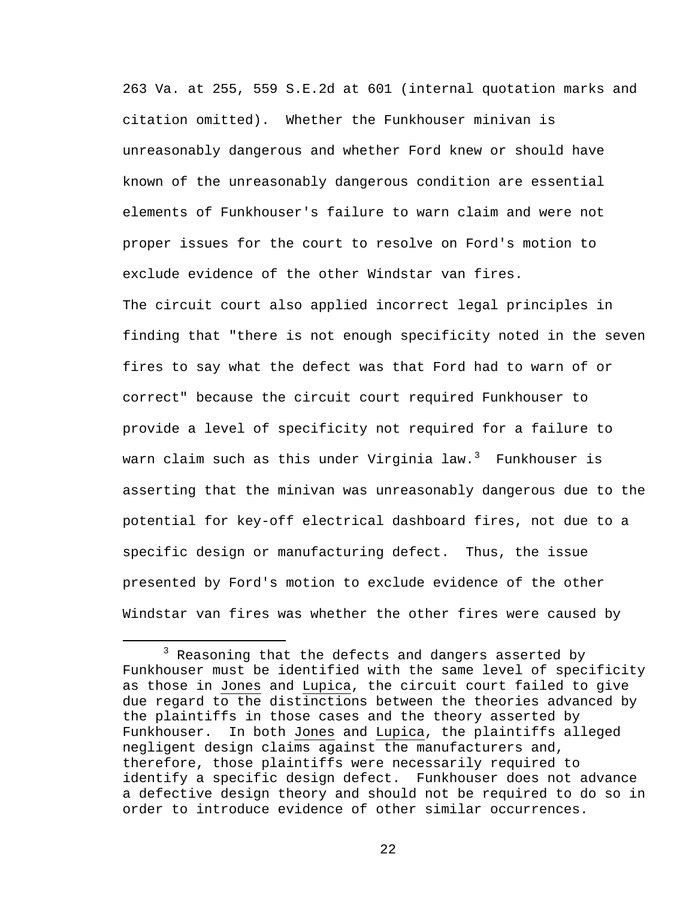263 Va. at 255, 559 S.E.2d at 601 (internal quotation marks and citation omitted). Whether the Funkhouser minivan is unreasonably dangerous and whether Ford knew or should have known of the unreasonably dangerous condition are essential elements of Funkhouser's failure to warn claim and were not proper issues for the court to resolve on Ford's motion to exclude evidence of the other Windstar van fires.

The circuit court also applied incorrect legal principles in finding that "there is not enough specificity noted in the seven fires to say what the defect was that Ford had to warn of or correct" because the circuit court required Funkhouser to provide a level of specificity not required for a failure to warn claim such as this under Virginia law.[3] Funkhouser is asserting that the minivan was unreasonably dangerous due to the potential for key-off electrical dashboard fires, not due to a specific design or manufacturing defect. Thus, the issue presented by Ford's motion to exclude evidence of the other Windstar van fires was whether the other fires were caused by

---

[3] Reasoning that the defects and dangers asserted by Funkhouser must be identified with the same level of specificity as those in Jones and Lupica, the circuit court failed to give due regard to the distinctions between the theories advanced by the plaintiffs in those cases and the theory asserted by Funkhouser. In both Jones and Lupica, the plaintiffs alleged negligent design claims against the manufacturers and, therefore, those plaintiffs were necessarily required to identify a specific design defect. Funkhouser does not advance a defective design theory and should not be required to do so in order to introduce evidence of other similar occurrences.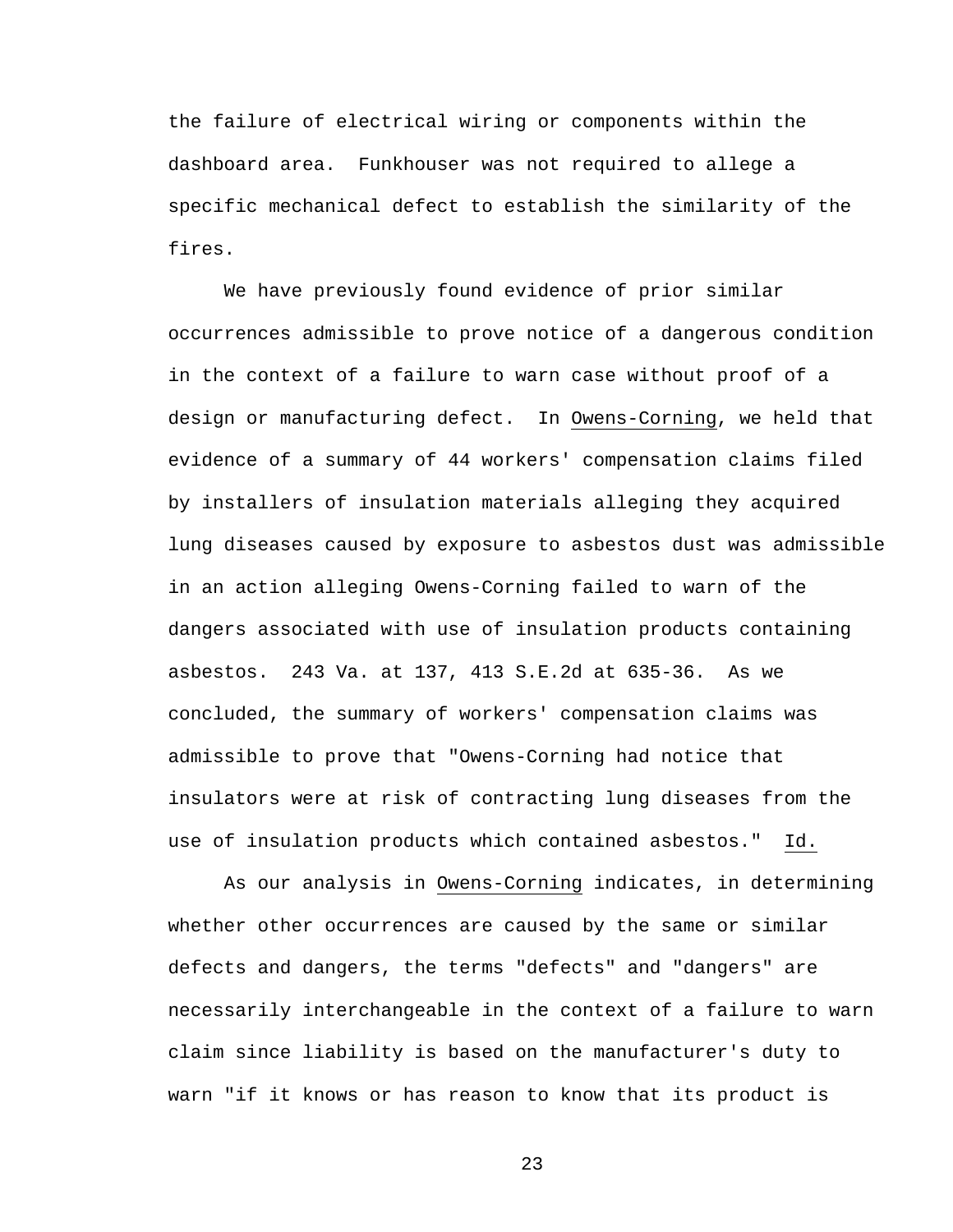the failure of electrical wiring or components within the dashboard area. Funkhouser was not required to allege a specific mechanical defect to establish the similarity of the fires.

We have previously found evidence of prior similar occurrences admissible to prove notice of a dangerous condition in the context of a failure to warn case without proof of a design or manufacturing defect. In Owens-Corning, we held that evidence of a summary of 44 workers' compensation claims filed by installers of insulation materials alleging they acquired lung diseases caused by exposure to asbestos dust was admissible in an action alleging Owens-Corning failed to warn of the dangers associated with use of insulation products containing asbestos. 243 Va. at 137, 413 S.E.2d at 635-36. As we concluded, the summary of workers' compensation claims was admissible to prove that "Owens-Corning had notice that insulators were at risk of contracting lung diseases from the use of insulation products which contained asbestos." Id.

As our analysis in Owens-Corning indicates, in determining whether other occurrences are caused by the same or similar defects and dangers, the terms "defects" and "dangers" are necessarily interchangeable in the context of a failure to warn claim since liability is based on the manufacturer's duty to warn "if it knows or has reason to know that its product is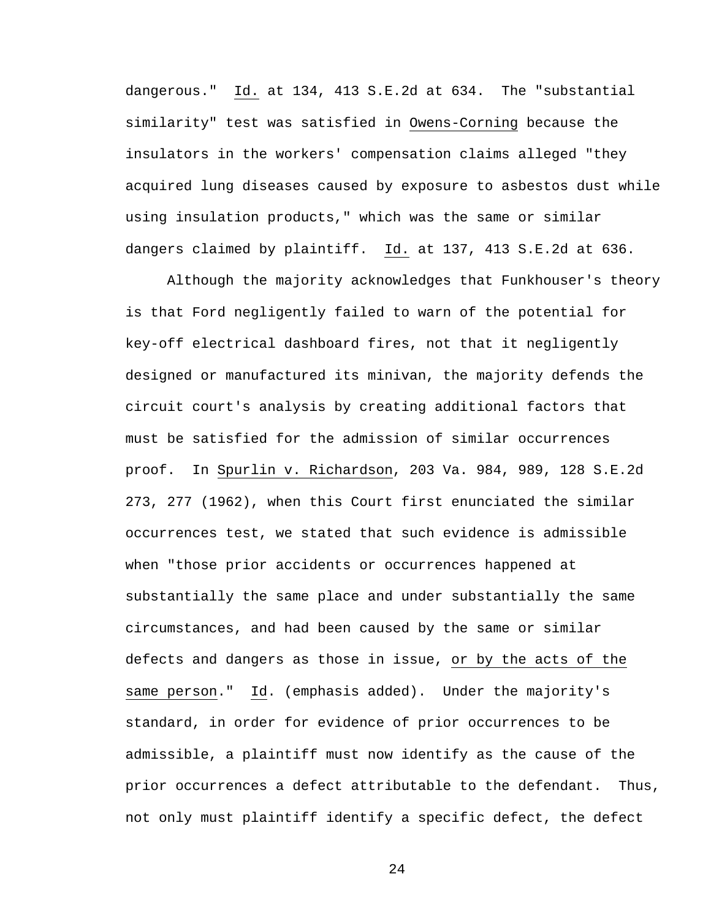dangerous." Id. at 134, 413 S.E.2d at 634. The "substantial similarity" test was satisfied in Owens-Corning because the insulators in the workers' compensation claims alleged "they acquired lung diseases caused by exposure to asbestos dust while using insulation products," which was the same or similar dangers claimed by plaintiff. Id. at 137, 413 S.E.2d at 636.

Although the majority acknowledges that Funkhouser's theory is that Ford negligently failed to warn of the potential for key-off electrical dashboard fires, not that it negligently designed or manufactured its minivan, the majority defends the circuit court's analysis by creating additional factors that must be satisfied for the admission of similar occurrences proof. In Spurlin v. Richardson, 203 Va. 984, 989, 128 S.E.2d 273, 277 (1962), when this Court first enunciated the similar occurrences test, we stated that such evidence is admissible when "those prior accidents or occurrences happened at substantially the same place and under substantially the same circumstances, and had been caused by the same or similar defects and dangers as those in issue, or by the acts of the same person." Id. (emphasis added). Under the majority's standard, in order for evidence of prior occurrences to be admissible, a plaintiff must now identify as the cause of the prior occurrences a defect attributable to the defendant. Thus, not only must plaintiff identify a specific defect, the defect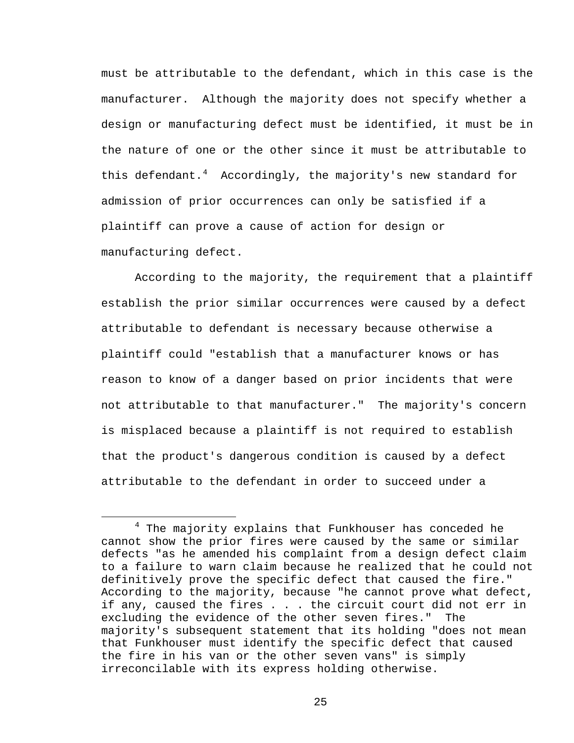must be attributable to the defendant, which in this case is the manufacturer. Although the majority does not specify whether a design or manufacturing defect must be identified, it must be in the nature of one or the other since it must be attributable to this defendant.[4] Accordingly, the majority's new standard for admission of prior occurrences can only be satisfied if a plaintiff can prove a cause of action for design or manufacturing defect.

According to the majority, the requirement that a plaintiff establish the prior similar occurrences were caused by a defect attributable to defendant is necessary because otherwise a plaintiff could "establish that a manufacturer knows or has reason to know of a danger based on prior incidents that were not attributable to that manufacturer." The majority's concern is misplaced because a plaintiff is not required to establish that the product's dangerous condition is caused by a defect attributable to the defendant in order to succeed under a

---

[4] The majority explains that Funkhouser has conceded he cannot show the prior fires were caused by the same or similar defects "as he amended his complaint from a design defect claim to a failure to warn claim because he realized that he could not definitively prove the specific defect that caused the fire." According to the majority, because "he cannot prove what defect, if any, caused the fires . . . the circuit court did not err in excluding the evidence of the other seven fires." The majority's subsequent statement that its holding "does not mean that Funkhouser must identify the specific defect that caused the fire in his van or the other seven vans" is simply irreconcilable with its express holding otherwise.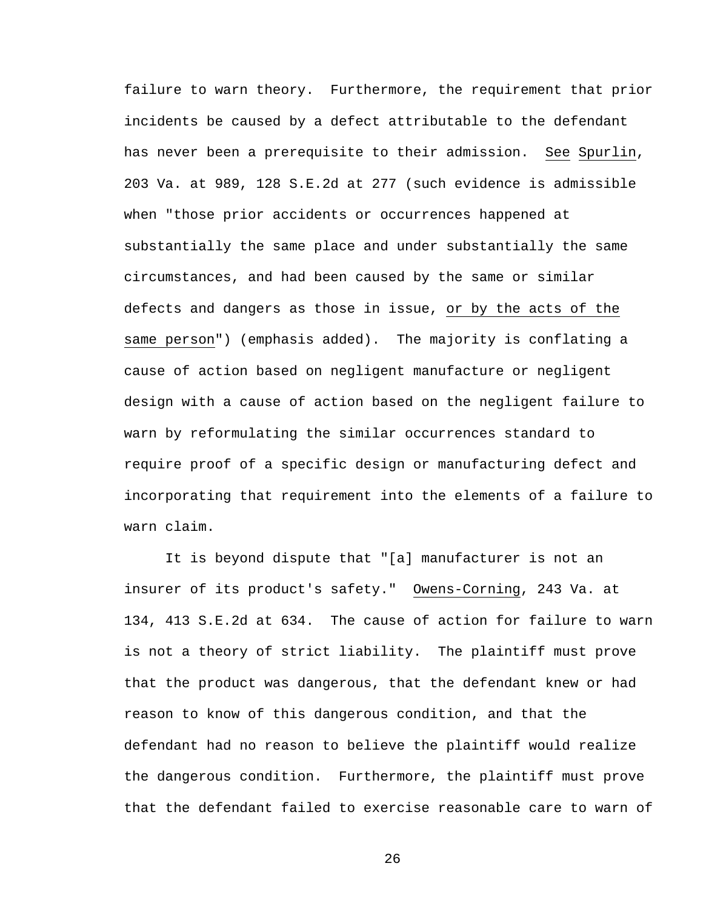failure to warn theory. Furthermore, the requirement that prior incidents be caused by a defect attributable to the defendant has never been a prerequisite to their admission. _See_ _Spurlin_, 203 Va. at 989, 128 S.E.2d at 277 (such evidence is admissible when "those prior accidents or occurrences happened at substantially the same place and under substantially the same circumstances, and had been caused by the same or similar defects and dangers as those in issue, _or by the acts of the same person_") (emphasis added). The majority is conflating a cause of action based on negligent manufacture or negligent design with a cause of action based on the negligent failure to warn by reformulating the similar occurrences standard to require proof of a specific design or manufacturing defect and incorporating that requirement into the elements of a failure to warn claim.

It is beyond dispute that "[a] manufacturer is not an insurer of its product's safety." _Owens-Corning_, 243 Va. at 134, 413 S.E.2d at 634. The cause of action for failure to warn is not a theory of strict liability. The plaintiff must prove that the product was dangerous, that the defendant knew or had reason to know of this dangerous condition, and that the defendant had no reason to believe the plaintiff would realize the dangerous condition. Furthermore, the plaintiff must prove that the defendant failed to exercise reasonable care to warn of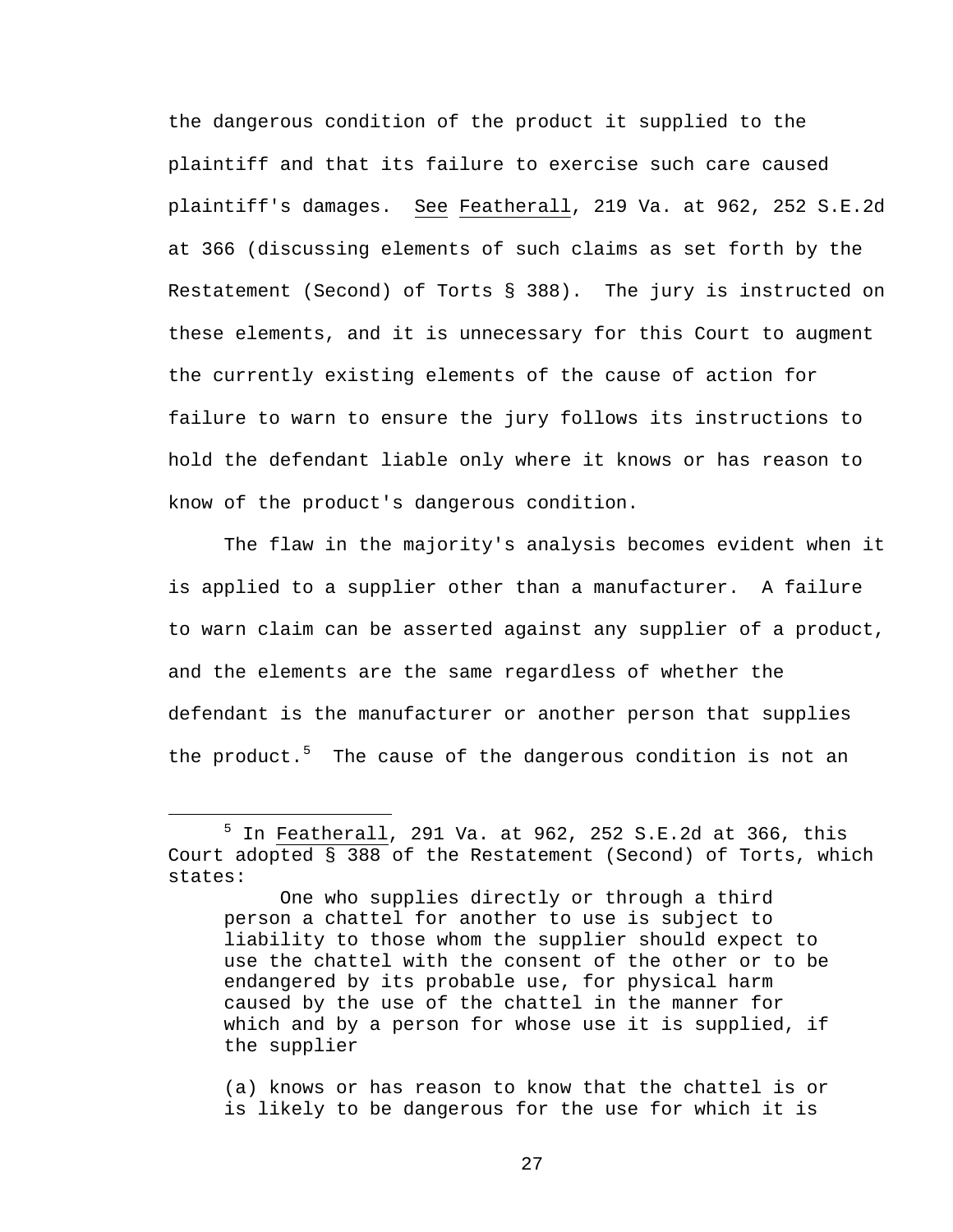the dangerous condition of the product it supplied to the plaintiff and that its failure to exercise such care caused plaintiff's damages. See Featherall, 219 Va. at 962, 252 S.E.2d at 366 (discussing elements of such claims as set forth by the Restatement (Second) of Torts § 388). The jury is instructed on these elements, and it is unnecessary for this Court to augment the currently existing elements of the cause of action for failure to warn to ensure the jury follows its instructions to hold the defendant liable only where it knows or has reason to know of the product's dangerous condition.

The flaw in the majority's analysis becomes evident when it is applied to a supplier other than a manufacturer. A failure to warn claim can be asserted against any supplier of a product, and the elements are the same regardless of whether the defendant is the manufacturer or another person that supplies the product.[5] The cause of the dangerous condition is not an

---

[5] In Featherall, 291 Va. at 962, 252 S.E.2d at 366, this Court adopted § 388 of the Restatement (Second) of Torts, which states:

> One who supplies directly or through a third person a chattel for another to use is subject to liability to those whom the supplier should expect to use the chattel with the consent of the other or to be endangered by its probable use, for physical harm caused by the use of the chattel in the manner for which and by a person for whose use it is supplied, if the supplier
>
> (a) knows or has reason to know that the chattel is or is likely to be dangerous for the use for which it is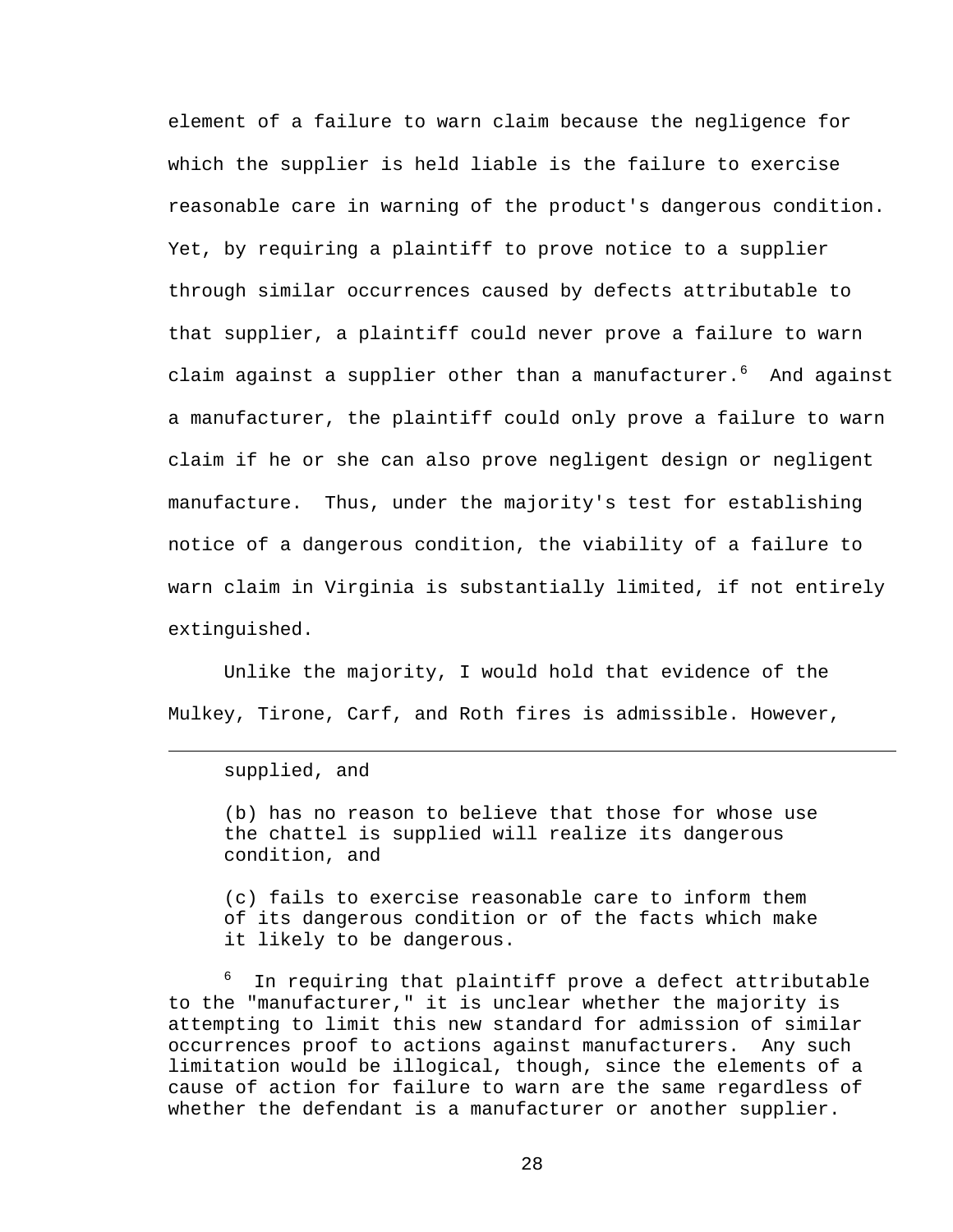element of a failure to warn claim because the negligence for which the supplier is held liable is the failure to exercise reasonable care in warning of the product's dangerous condition. Yet, by requiring a plaintiff to prove notice to a supplier through similar occurrences caused by defects attributable to that supplier, a plaintiff could never prove a failure to warn claim against a supplier other than a manufacturer.[6] And against a manufacturer, the plaintiff could only prove a failure to warn claim if he or she can also prove negligent design or negligent manufacture. Thus, under the majority's test for establishing notice of a dangerous condition, the viability of a failure to warn claim in Virginia is substantially limited, if not entirely extinguished.

Unlike the majority, I would hold that evidence of the Mulkey, Tirone, Carf, and Roth fires is admissible. However,

---

> supplied, and
>
> (b) has no reason to believe that those for whose use the chattel is supplied will realize its dangerous condition, and
>
> (c) fails to exercise reasonable care to inform them of its dangerous condition or of the facts which make it likely to be dangerous.

[6] In requiring that plaintiff prove a defect attributable to the "manufacturer," it is unclear whether the majority is attempting to limit this new standard for admission of similar occurrences proof to actions against manufacturers. Any such limitation would be illogical, though, since the elements of a cause of action for failure to warn are the same regardless of whether the defendant is a manufacturer or another supplier.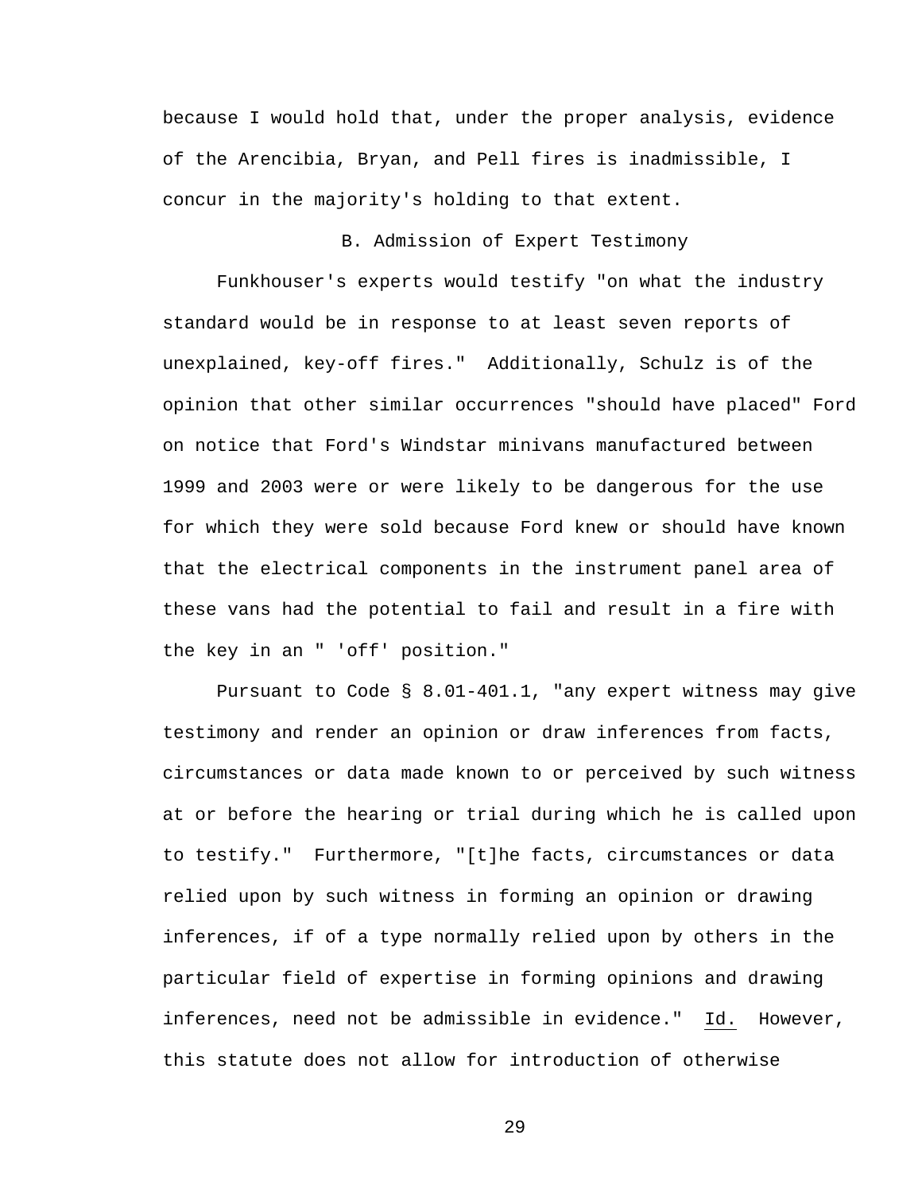because I would hold that, under the proper analysis, evidence of the Arencibia, Bryan, and Pell fires is inadmissible, I concur in the majority's holding to that extent.

B. Admission of Expert Testimony

Funkhouser's experts would testify "on what the industry standard would be in response to at least seven reports of unexplained, key-off fires." Additionally, Schulz is of the opinion that other similar occurrences "should have placed" Ford on notice that Ford's Windstar minivans manufactured between 1999 and 2003 were or were likely to be dangerous for the use for which they were sold because Ford knew or should have known that the electrical components in the instrument panel area of these vans had the potential to fail and result in a fire with the key in an " 'off' position."

Pursuant to Code § 8.01-401.1, "any expert witness may give testimony and render an opinion or draw inferences from facts, circumstances or data made known to or perceived by such witness at or before the hearing or trial during which he is called upon to testify." Furthermore, "[t]he facts, circumstances or data relied upon by such witness in forming an opinion or drawing inferences, if of a type normally relied upon by others in the particular field of expertise in forming opinions and drawing inferences, need not be admissible in evidence." Id. However, this statute does not allow for introduction of otherwise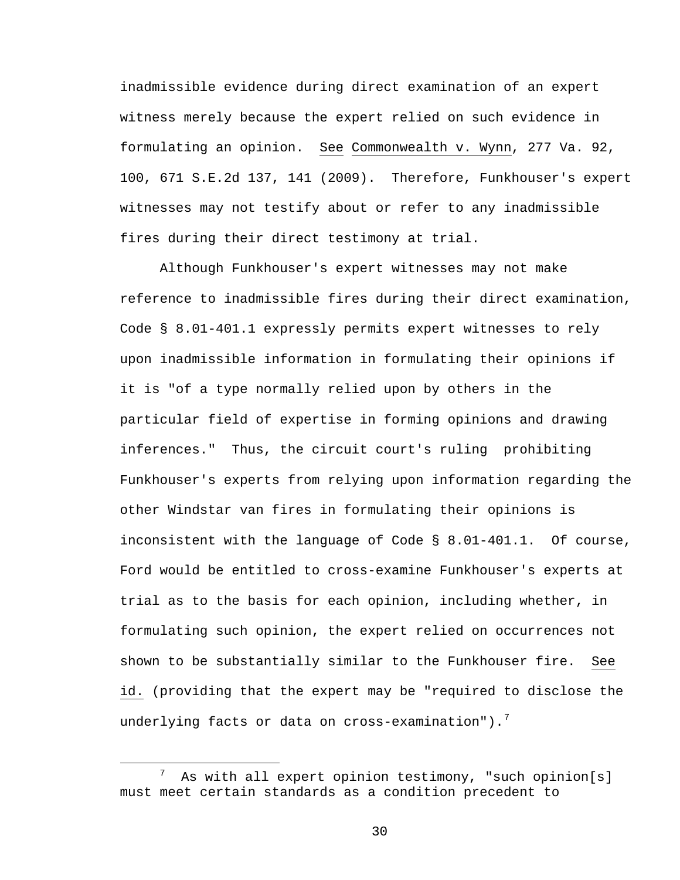inadmissible evidence during direct examination of an expert witness merely because the expert relied on such evidence in formulating an opinion. See Commonwealth v. Wynn, 277 Va. 92, 100, 671 S.E.2d 137, 141 (2009). Therefore, Funkhouser's expert witnesses may not testify about or refer to any inadmissible fires during their direct testimony at trial.

Although Funkhouser's expert witnesses may not make reference to inadmissible fires during their direct examination, Code § 8.01-401.1 expressly permits expert witnesses to rely upon inadmissible information in formulating their opinions if it is "of a type normally relied upon by others in the particular field of expertise in forming opinions and drawing inferences." Thus, the circuit court's ruling prohibiting Funkhouser's experts from relying upon information regarding the other Windstar van fires in formulating their opinions is inconsistent with the language of Code § 8.01-401.1. Of course, Ford would be entitled to cross-examine Funkhouser's experts at trial as to the basis for each opinion, including whether, in formulating such opinion, the expert relied on occurrences not shown to be substantially similar to the Funkhouser fire. See id. (providing that the expert may be "required to disclose the underlying facts or data on cross-examination").[7]

---

[7] As with all expert opinion testimony, "such opinion[s] must meet certain standards as a condition precedent to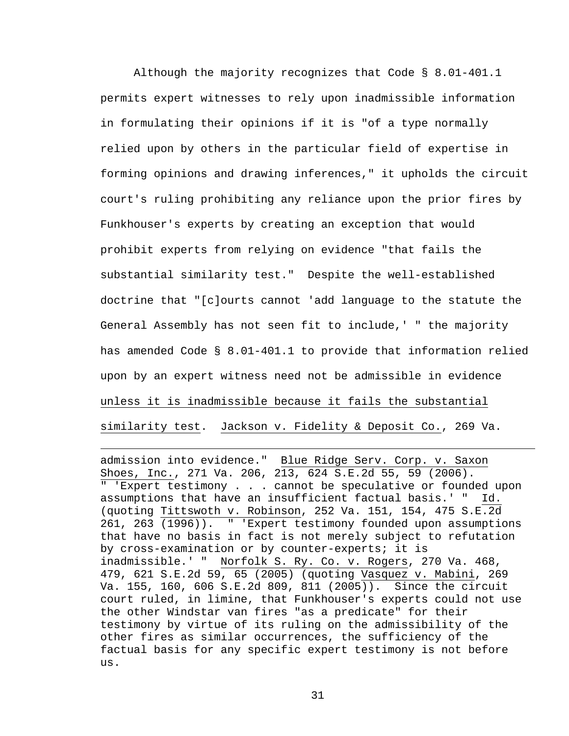Although the majority recognizes that Code § 8.01-401.1 permits expert witnesses to rely upon inadmissible information in formulating their opinions if it is "of a type normally relied upon by others in the particular field of expertise in forming opinions and drawing inferences," it upholds the circuit court's ruling prohibiting any reliance upon the prior fires by Funkhouser's experts by creating an exception that would prohibit experts from relying on evidence "that fails the substantial similarity test." Despite the well-established doctrine that "[c]ourts cannot 'add language to the statute the General Assembly has not seen fit to include,' " the majority has amended Code § 8.01-401.1 to provide that information relied upon by an expert witness need not be admissible in evidence <u>unless it is inadmissible because it fails the substantial similarity test</u>. <u>Jackson v. Fidelity & Deposit Co.</u>, 269 Va.

---

admission into evidence." <u>Blue Ridge Serv. Corp. v. Saxon Shoes, Inc.</u>, 271 Va. 206, 213, 624 S.E.2d 55, 59 (2006). " 'Expert testimony . . . cannot be speculative or founded upon assumptions that have an insufficient factual basis.' " <u>Id.</u> (quoting <u>Tittswoth v. Robinson</u>, 252 Va. 151, 154, 475 S.E.2d 261, 263 (1996)). " 'Expert testimony founded upon assumptions that have no basis in fact is not merely subject to refutation by cross-examination or by counter-experts; it is inadmissible.' " <u>Norfolk S. Ry. Co. v. Rogers</u>, 270 Va. 468, 479, 621 S.E.2d 59, 65 (2005) (quoting <u>Vasquez v. Mabini</u>, 269 Va. 155, 160, 606 S.E.2d 809, 811 (2005)). Since the circuit court ruled, in limine, that Funkhouser's experts could not use the other Windstar van fires "as a predicate" for their testimony by virtue of its ruling on the admissibility of the other fires as similar occurrences, the sufficiency of the factual basis for any specific expert testimony is not before us.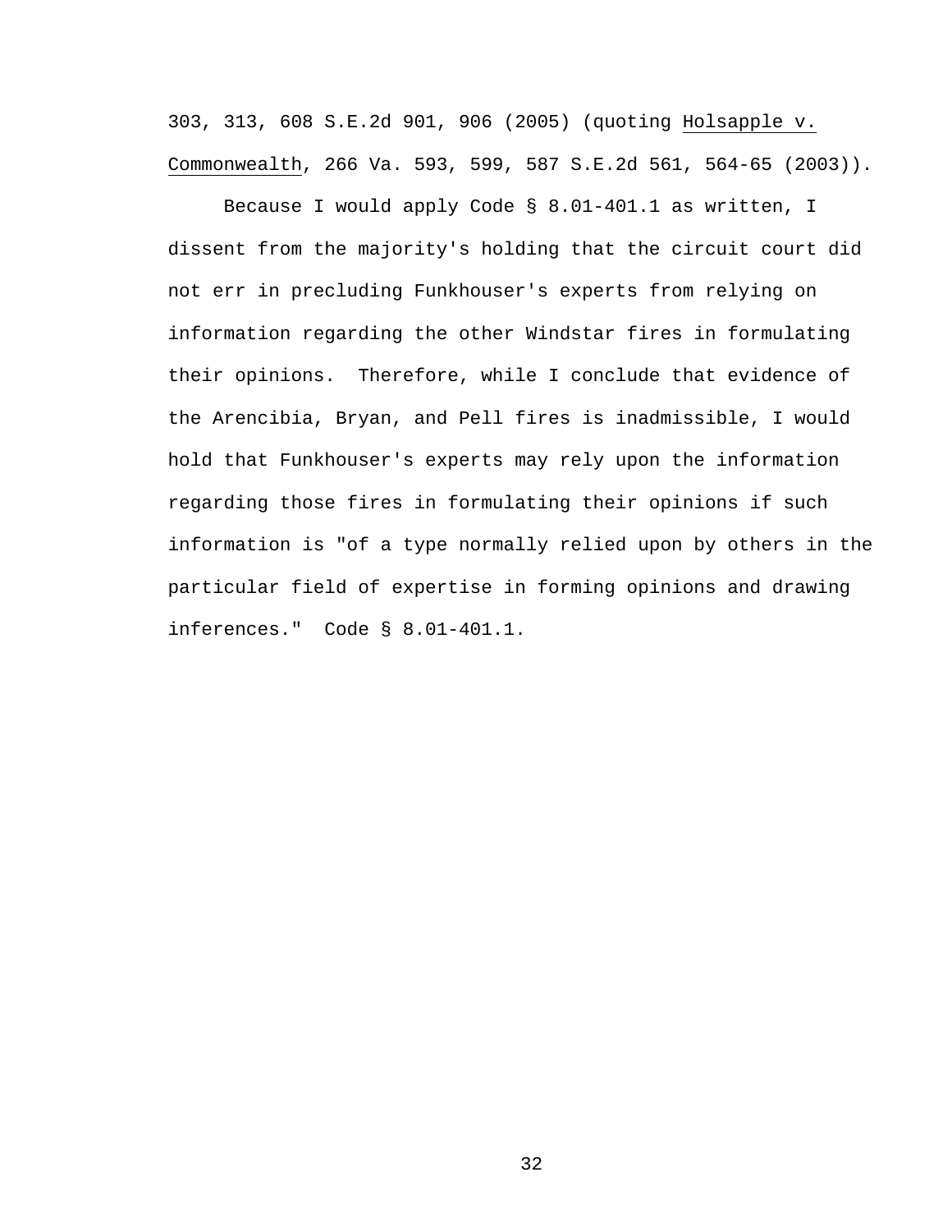303, 313, 608 S.E.2d 901, 906 (2005) (quoting Holsapple v. Commonwealth, 266 Va. 593, 599, 587 S.E.2d 561, 564-65 (2003)).

Because I would apply Code § 8.01-401.1 as written, I dissent from the majority's holding that the circuit court did not err in precluding Funkhouser's experts from relying on information regarding the other Windstar fires in formulating their opinions. Therefore, while I conclude that evidence of the Arencibia, Bryan, and Pell fires is inadmissible, I would hold that Funkhouser's experts may rely upon the information regarding those fires in formulating their opinions if such information is "of a type normally relied upon by others in the particular field of expertise in forming opinions and drawing inferences." Code § 8.01-401.1.